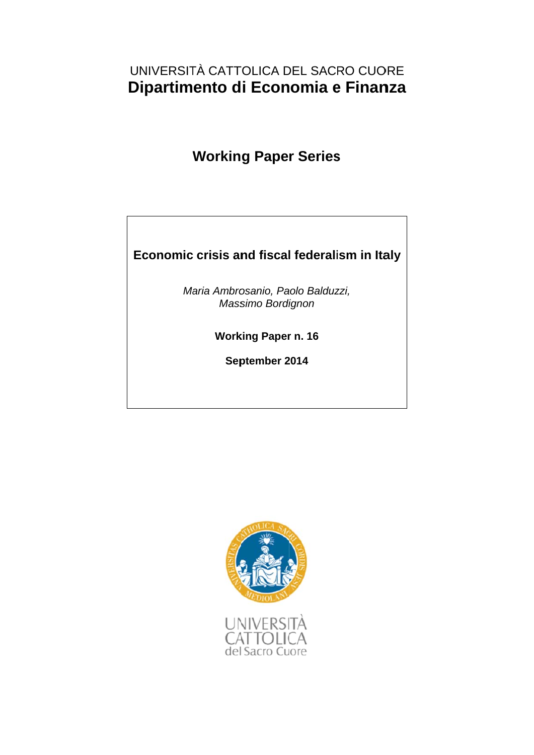UNIVERSITÀ CATTOLICA DEL SACRO CUORE

# Dipartimento di Economia e Finanza

## Working Paper Series

**Economic crisis and fiscal federalism in Italy**

*Maria Ambrosanio, Paolo Balduzzi, Massimo Bordignon*

**Working Paper n. 16**

**September 2014**

UNIVERSITÀ CATTOLICA del Sacro Cuore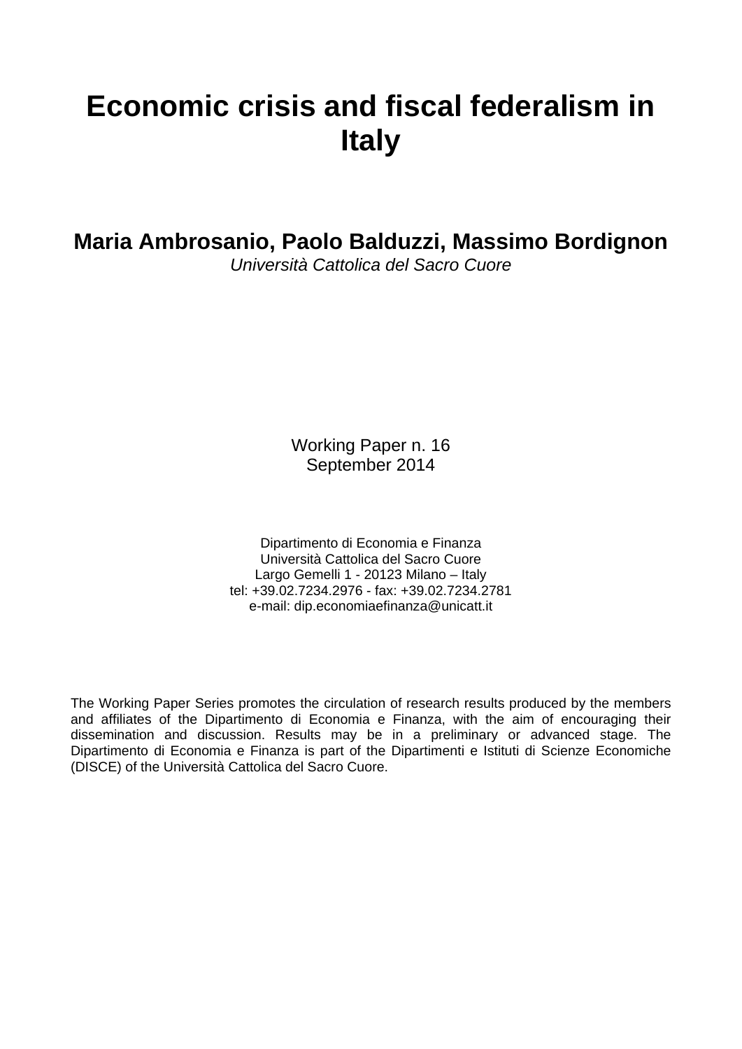# Economic crisis and fiscal federalism in Italy

**Maria Ambrosanio, Paolo Balduzzi, Massimo Bordignon**

*Università Cattolica del Sacro Cuore*

Working Paper n. 16
September 2014

Dipartimento di Economia e Finanza
Università Cattolica del Sacro Cuore
Largo Gemelli 1 - 20123 Milano – Italy
tel: +39.02.7234.2976 - fax: +39.02.7234.2781
e-mail: dip.economiaefinanza@unicatt.it

The Working Paper Series promotes the circulation of research results produced by the members and affiliates of the Dipartimento di Economia e Finanza, with the aim of encouraging their dissemination and discussion. Results may be in a preliminary or advanced stage. The Dipartimento di Economia e Finanza is part of the Dipartimenti e Istituti di Scienze Economiche (DISCE) of the Università Cattolica del Sacro Cuore.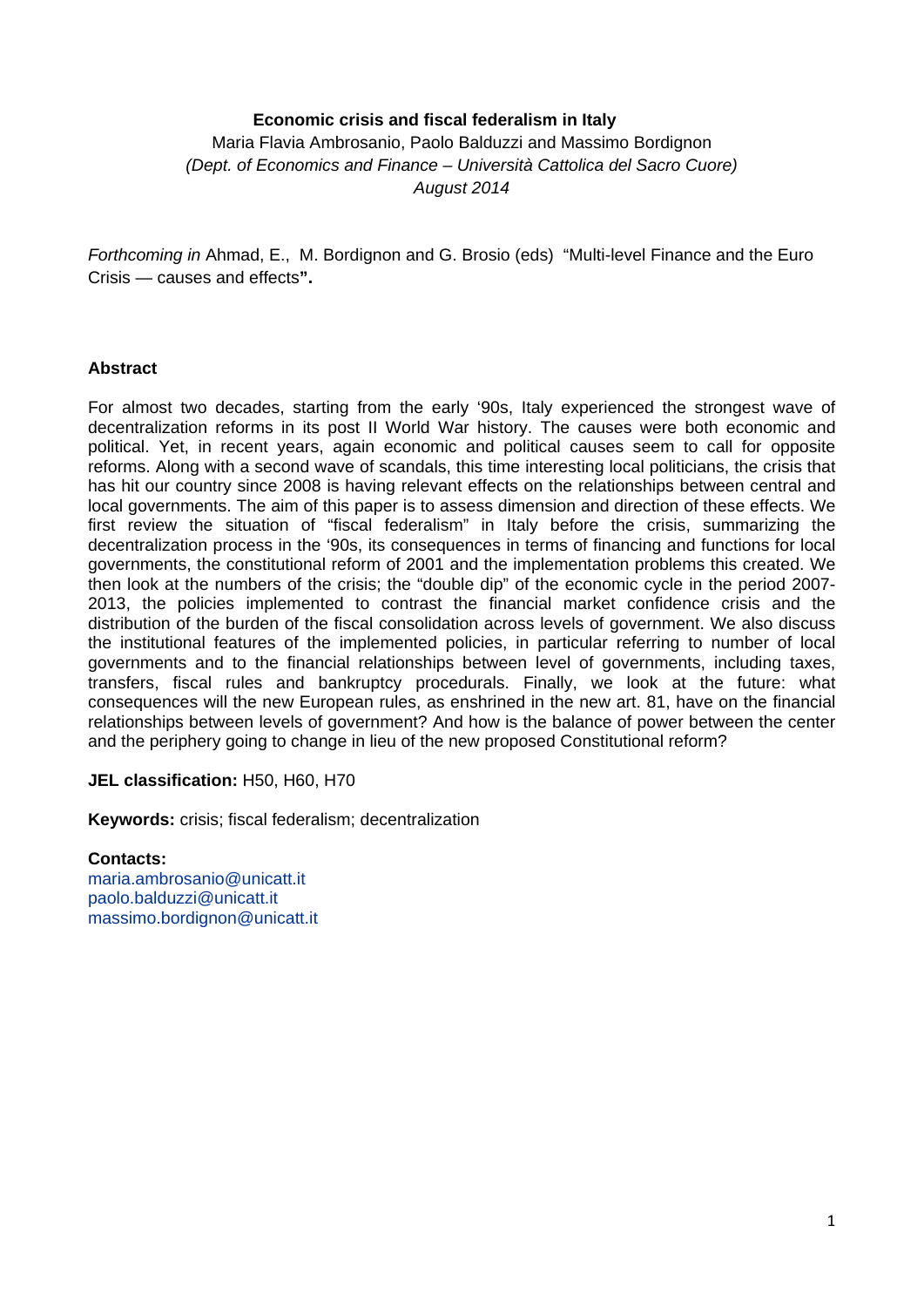**Economic crisis and fiscal federalism in Italy**

Maria Flavia Ambrosanio, Paolo Balduzzi and Massimo Bordignon

*(Dept. of Economics and Finance – Università Cattolica del Sacro Cuore)*

*August 2014*

*Forthcoming in* Ahmad, E., M. Bordignon and G. Brosio (eds) "Multi-level Finance and the Euro Crisis — causes and effects**".**

**Abstract**

For almost two decades, starting from the early '90s, Italy experienced the strongest wave of decentralization reforms in its post II World War history. The causes were both economic and political. Yet, in recent years, again economic and political causes seem to call for opposite reforms. Along with a second wave of scandals, this time interesting local politicians, the crisis that has hit our country since 2008 is having relevant effects on the relationships between central and local governments. The aim of this paper is to assess dimension and direction of these effects. We first review the situation of "fiscal federalism" in Italy before the crisis, summarizing the decentralization process in the '90s, its consequences in terms of financing and functions for local governments, the constitutional reform of 2001 and the implementation problems this created. We then look at the numbers of the crisis; the "double dip" of the economic cycle in the period 2007-2013, the policies implemented to contrast the financial market confidence crisis and the distribution of the burden of the fiscal consolidation across levels of government. We also discuss the institutional features of the implemented policies, in particular referring to number of local governments and to the financial relationships between level of governments, including taxes, transfers, fiscal rules and bankruptcy procedurals. Finally, we look at the future: what consequences will the new European rules, as enshrined in the new art. 81, have on the financial relationships between levels of government? And how is the balance of power between the center and the periphery going to change in lieu of the new proposed Constitutional reform?

**JEL classification:** H50, H60, H70

**Keywords:** crisis; fiscal federalism; decentralization

**Contacts:**
maria.ambrosanio@unicatt.it
paolo.balduzzi@unicatt.it
massimo.bordignon@unicatt.it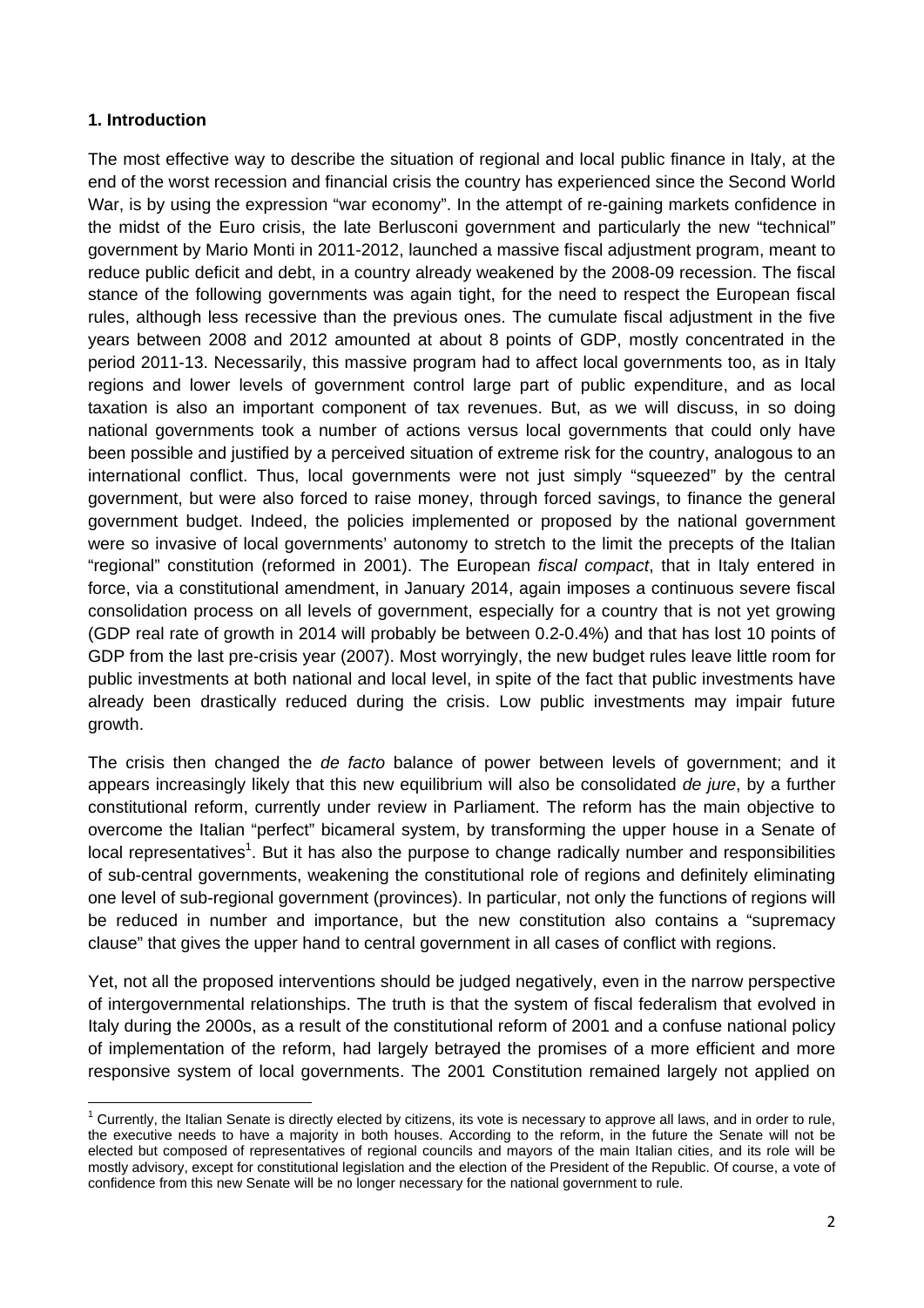### 1. Introduction

The most effective way to describe the situation of regional and local public finance in Italy, at the end of the worst recession and financial crisis the country has experienced since the Second World War, is by using the expression "war economy". In the attempt of re-gaining markets confidence in the midst of the Euro crisis, the late Berlusconi government and particularly the new "technical" government by Mario Monti in 2011-2012, launched a massive fiscal adjustment program, meant to reduce public deficit and debt, in a country already weakened by the 2008-09 recession. The fiscal stance of the following governments was again tight, for the need to respect the European fiscal rules, although less recessive than the previous ones. The cumulate fiscal adjustment in the five years between 2008 and 2012 amounted at about 8 points of GDP, mostly concentrated in the period 2011-13. Necessarily, this massive program had to affect local governments too, as in Italy regions and lower levels of government control large part of public expenditure, and as local taxation is also an important component of tax revenues. But, as we will discuss, in so doing national governments took a number of actions versus local governments that could only have been possible and justified by a perceived situation of extreme risk for the country, analogous to an international conflict. Thus, local governments were not just simply "squeezed" by the central government, but were also forced to raise money, through forced savings, to finance the general government budget. Indeed, the policies implemented or proposed by the national government were so invasive of local governments' autonomy to stretch to the limit the precepts of the Italian "regional" constitution (reformed in 2001). The European *fiscal compact*, that in Italy entered in force, via a constitutional amendment, in January 2014, again imposes a continuous severe fiscal consolidation process on all levels of government, especially for a country that is not yet growing (GDP real rate of growth in 2014 will probably be between 0.2-0.4%) and that has lost 10 points of GDP from the last pre-crisis year (2007). Most worryingly, the new budget rules leave little room for public investments at both national and local level, in spite of the fact that public investments have already been drastically reduced during the crisis. Low public investments may impair future growth.

The crisis then changed the *de facto* balance of power between levels of government; and it appears increasingly likely that this new equilibrium will also be consolidated *de jure*, by a further constitutional reform, currently under review in Parliament. The reform has the main objective to overcome the Italian "perfect" bicameral system, by transforming the upper house in a Senate of local representatives[1]. But it has also the purpose to change radically number and responsibilities of sub-central governments, weakening the constitutional role of regions and definitely eliminating one level of sub-regional government (provinces). In particular, not only the functions of regions will be reduced in number and importance, but the new constitution also contains a "supremacy clause" that gives the upper hand to central government in all cases of conflict with regions.

Yet, not all the proposed interventions should be judged negatively, even in the narrow perspective of intergovernmental relationships. The truth is that the system of fiscal federalism that evolved in Italy during the 2000s, as a result of the constitutional reform of 2001 and a confuse national policy of implementation of the reform, had largely betrayed the promises of a more efficient and more responsive system of local governments. The 2001 Constitution remained largely not applied on

---

[1] Currently, the Italian Senate is directly elected by citizens, its vote is necessary to approve all laws, and in order to rule, the executive needs to have a majority in both houses. According to the reform, in the future the Senate will not be elected but composed of representatives of regional councils and mayors of the main Italian cities, and its role will be mostly advisory, except for constitutional legislation and the election of the President of the Republic. Of course, a vote of confidence from this new Senate will be no longer necessary for the national government to rule.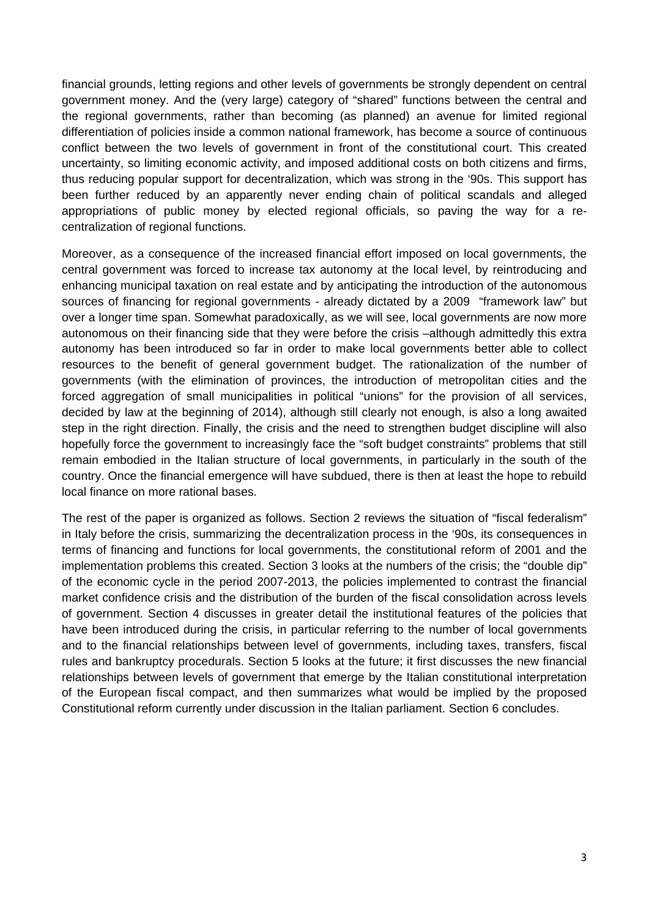financial grounds, letting regions and other levels of governments be strongly dependent on central government money. And the (very large) category of "shared" functions between the central and the regional governments, rather than becoming (as planned) an avenue for limited regional differentiation of policies inside a common national framework, has become a source of continuous conflict between the two levels of government in front of the constitutional court. This created uncertainty, so limiting economic activity, and imposed additional costs on both citizens and firms, thus reducing popular support for decentralization, which was strong in the '90s. This support has been further reduced by an apparently never ending chain of political scandals and alleged appropriations of public money by elected regional officials, so paving the way for a re-centralization of regional functions.

Moreover, as a consequence of the increased financial effort imposed on local governments, the central government was forced to increase tax autonomy at the local level, by reintroducing and enhancing municipal taxation on real estate and by anticipating the introduction of the autonomous sources of financing for regional governments - already dictated by a 2009 "framework law" but over a longer time span. Somewhat paradoxically, as we will see, local governments are now more autonomous on their financing side that they were before the crisis –although admittedly this extra autonomy has been introduced so far in order to make local governments better able to collect resources to the benefit of general government budget. The rationalization of the number of governments (with the elimination of provinces, the introduction of metropolitan cities and the forced aggregation of small municipalities in political "unions" for the provision of all services, decided by law at the beginning of 2014), although still clearly not enough, is also a long awaited step in the right direction. Finally, the crisis and the need to strengthen budget discipline will also hopefully force the government to increasingly face the "soft budget constraints" problems that still remain embodied in the Italian structure of local governments, in particularly in the south of the country. Once the financial emergence will have subdued, there is then at least the hope to rebuild local finance on more rational bases.

The rest of the paper is organized as follows. Section 2 reviews the situation of "fiscal federalism" in Italy before the crisis, summarizing the decentralization process in the '90s, its consequences in terms of financing and functions for local governments, the constitutional reform of 2001 and the implementation problems this created. Section 3 looks at the numbers of the crisis; the "double dip" of the economic cycle in the period 2007-2013, the policies implemented to contrast the financial market confidence crisis and the distribution of the burden of the fiscal consolidation across levels of government. Section 4 discusses in greater detail the institutional features of the policies that have been introduced during the crisis, in particular referring to the number of local governments and to the financial relationships between level of governments, including taxes, transfers, fiscal rules and bankruptcy procedurals. Section 5 looks at the future; it first discusses the new financial relationships between levels of government that emerge by the Italian constitutional interpretation of the European fiscal compact, and then summarizes what would be implied by the proposed Constitutional reform currently under discussion in the Italian parliament. Section 6 concludes.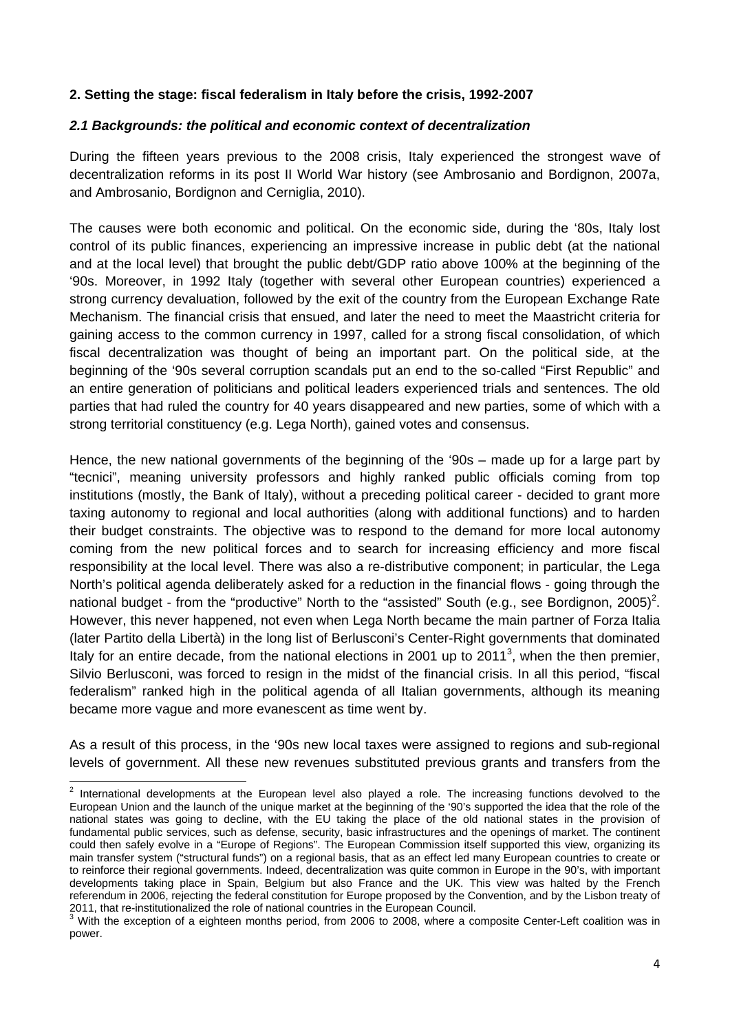### 2. Setting the stage: fiscal federalism in Italy before the crisis, 1992-2007

#### *2.1 Backgrounds: the political and economic context of decentralization*

During the fifteen years previous to the 2008 crisis, Italy experienced the strongest wave of decentralization reforms in its post II World War history (see Ambrosanio and Bordignon, 2007a, and Ambrosanio, Bordignon and Cerniglia, 2010).

The causes were both economic and political. On the economic side, during the '80s, Italy lost control of its public finances, experiencing an impressive increase in public debt (at the national and at the local level) that brought the public debt/GDP ratio above 100% at the beginning of the '90s. Moreover, in 1992 Italy (together with several other European countries) experienced a strong currency devaluation, followed by the exit of the country from the European Exchange Rate Mechanism. The financial crisis that ensued, and later the need to meet the Maastricht criteria for gaining access to the common currency in 1997, called for a strong fiscal consolidation, of which fiscal decentralization was thought of being an important part. On the political side, at the beginning of the '90s several corruption scandals put an end to the so-called "First Republic" and an entire generation of politicians and political leaders experienced trials and sentences. The old parties that had ruled the country for 40 years disappeared and new parties, some of which with a strong territorial constituency (e.g. Lega North), gained votes and consensus.

Hence, the new national governments of the beginning of the '90s – made up for a large part by "tecnici", meaning university professors and highly ranked public officials coming from top institutions (mostly, the Bank of Italy), without a preceding political career - decided to grant more taxing autonomy to regional and local authorities (along with additional functions) and to harden their budget constraints. The objective was to respond to the demand for more local autonomy coming from the new political forces and to search for increasing efficiency and more fiscal responsibility at the local level. There was also a re-distributive component; in particular, the Lega North's political agenda deliberately asked for a reduction in the financial flows - going through the national budget - from the "productive" North to the "assisted" South (e.g., see Bordignon, 2005)[2]. However, this never happened, not even when Lega North became the main partner of Forza Italia (later Partito della Libertà) in the long list of Berlusconi's Center-Right governments that dominated Italy for an entire decade, from the national elections in 2001 up to 2011[3], when the then premier, Silvio Berlusconi, was forced to resign in the midst of the financial crisis. In all this period, "fiscal federalism" ranked high in the political agenda of all Italian governments, although its meaning became more vague and more evanescent as time went by.

As a result of this process, in the '90s new local taxes were assigned to regions and sub-regional levels of government. All these new revenues substituted previous grants and transfers from the

---

[2] International developments at the European level also played a role. The increasing functions devolved to the European Union and the launch of the unique market at the beginning of the '90's supported the idea that the role of the national states was going to decline, with the EU taking the place of the old national states in the provision of fundamental public services, such as defense, security, basic infrastructures and the openings of market. The continent could then safely evolve in a "Europe of Regions". The European Commission itself supported this view, organizing its main transfer system ("structural funds") on a regional basis, that as an effect led many European countries to create or to reinforce their regional governments. Indeed, decentralization was quite common in Europe in the 90's, with important developments taking place in Spain, Belgium but also France and the UK. This view was halted by the French referendum in 2006, rejecting the federal constitution for Europe proposed by the Convention, and by the Lisbon treaty of 2011, that re-institutionalized the role of national countries in the European Council.

[3] With the exception of a eighteen months period, from 2006 to 2008, where a composite Center-Left coalition was in power.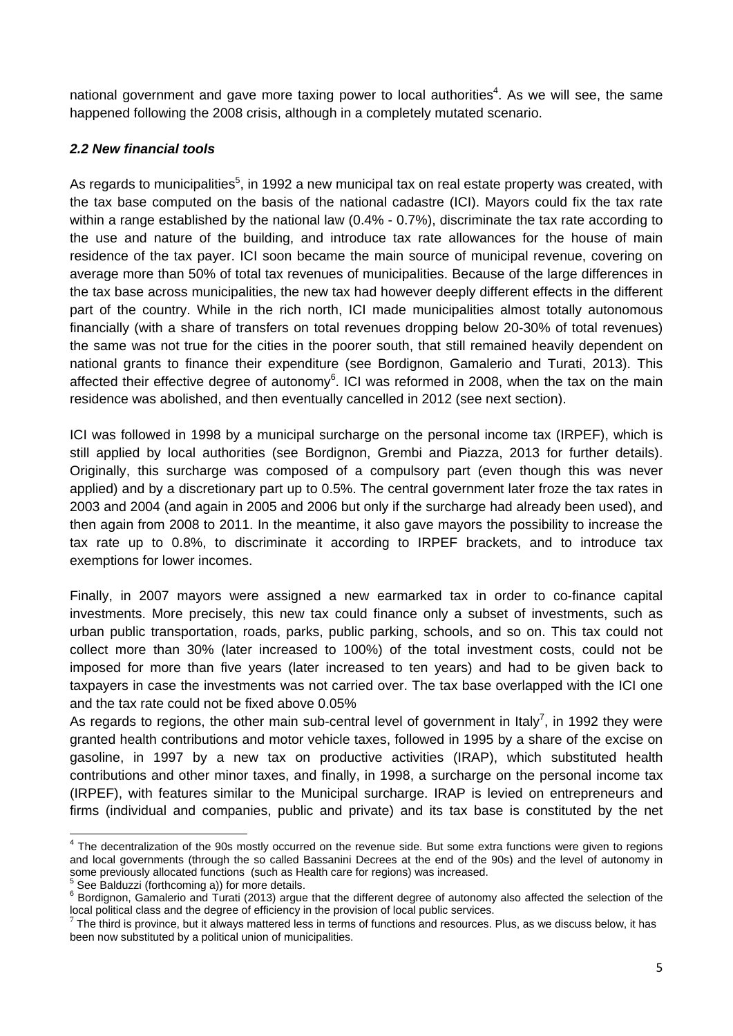national government and gave more taxing power to local authorities[4]. As we will see, the same happened following the 2008 crisis, although in a completely mutated scenario.

### *2.2 New financial tools*

As regards to municipalities[5], in 1992 a new municipal tax on real estate property was created, with the tax base computed on the basis of the national cadastre (ICI). Mayors could fix the tax rate within a range established by the national law (0.4% - 0.7%), discriminate the tax rate according to the use and nature of the building, and introduce tax rate allowances for the house of main residence of the tax payer. ICI soon became the main source of municipal revenue, covering on average more than 50% of total tax revenues of municipalities. Because of the large differences in the tax base across municipalities, the new tax had however deeply different effects in the different part of the country. While in the rich north, ICI made municipalities almost totally autonomous financially (with a share of transfers on total revenues dropping below 20-30% of total revenues) the same was not true for the cities in the poorer south, that still remained heavily dependent on national grants to finance their expenditure (see Bordignon, Gamalerio and Turati, 2013). This affected their effective degree of autonomy[6]. ICI was reformed in 2008, when the tax on the main residence was abolished, and then eventually cancelled in 2012 (see next section).

ICI was followed in 1998 by a municipal surcharge on the personal income tax (IRPEF), which is still applied by local authorities (see Bordignon, Grembi and Piazza, 2013 for further details). Originally, this surcharge was composed of a compulsory part (even though this was never applied) and by a discretionary part up to 0.5%. The central government later froze the tax rates in 2003 and 2004 (and again in 2005 and 2006 but only if the surcharge had already been used), and then again from 2008 to 2011. In the meantime, it also gave mayors the possibility to increase the tax rate up to 0.8%, to discriminate it according to IRPEF brackets, and to introduce tax exemptions for lower incomes.

Finally, in 2007 mayors were assigned a new earmarked tax in order to co-finance capital investments. More precisely, this new tax could finance only a subset of investments, such as urban public transportation, roads, parks, public parking, schools, and so on. This tax could not collect more than 30% (later increased to 100%) of the total investment costs, could not be imposed for more than five years (later increased to ten years) and had to be given back to taxpayers in case the investments was not carried over. The tax base overlapped with the ICI one and the tax rate could not be fixed above 0.05%

As regards to regions, the other main sub-central level of government in Italy[7], in 1992 they were granted health contributions and motor vehicle taxes, followed in 1995 by a share of the excise on gasoline, in 1997 by a new tax on productive activities (IRAP), which substituted health contributions and other minor taxes, and finally, in 1998, a surcharge on the personal income tax (IRPEF), with features similar to the Municipal surcharge. IRAP is levied on entrepreneurs and firms (individual and companies, public and private) and its tax base is constituted by the net

---

[4] The decentralization of the 90s mostly occurred on the revenue side. But some extra functions were given to regions and local governments (through the so called Bassanini Decrees at the end of the 90s) and the level of autonomy in some previously allocated functions (such as Health care for regions) was increased.

[5] See Balduzzi (forthcoming a)) for more details.

[6] Bordignon, Gamalerio and Turati (2013) argue that the different degree of autonomy also affected the selection of the local political class and the degree of efficiency in the provision of local public services.

[7] The third is province, but it always mattered less in terms of functions and resources. Plus, as we discuss below, it has been now substituted by a political union of municipalities.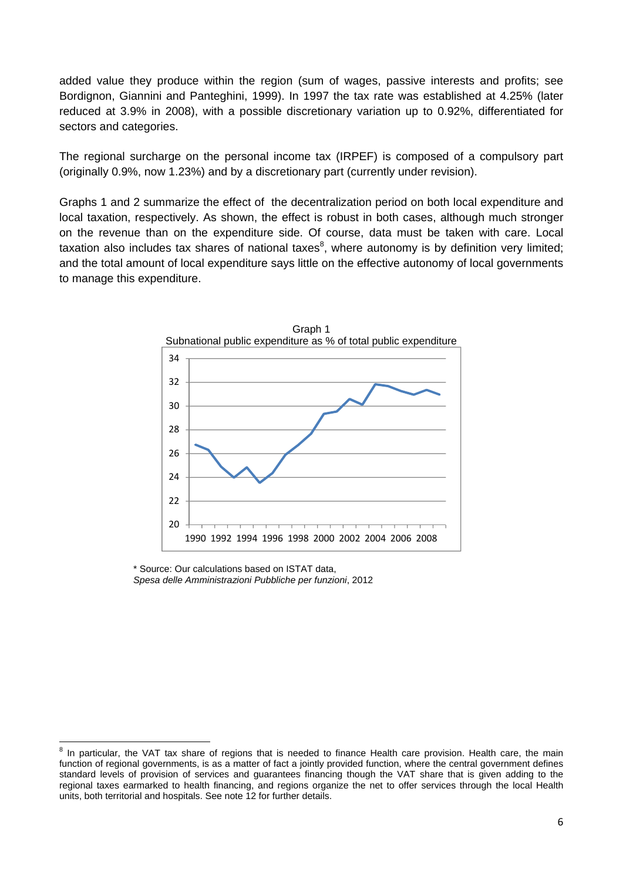added value they produce within the region (sum of wages, passive interests and profits; see Bordignon, Giannini and Panteghini, 1999). In 1997 the tax rate was established at 4.25% (later reduced at 3.9% in 2008), with a possible discretionary variation up to 0.92%, differentiated for sectors and categories.

The regional surcharge on the personal income tax (IRPEF) is composed of a compulsory part (originally 0.9%, now 1.23%) and by a discretionary part (currently under revision).

Graphs 1 and 2 summarize the effect of the decentralization period on both local expenditure and local taxation, respectively. As shown, the effect is robust in both cases, although much stronger on the revenue than on the expenditure side. Of course, data must be taken with care. Local taxation also includes tax shares of national taxes[8], where autonomy is by definition very limited; and the total amount of local expenditure says little on the effective autonomy of local governments to manage this expenditure.

Graph 1
Subnational public expenditure as % of total public expenditure

\* Source: Our calculations based on ISTAT data, *Spesa delle Amministrazioni Pubbliche per funzioni*, 2012

---

[8] In particular, the VAT tax share of regions that is needed to finance Health care provision. Health care, the main function of regional governments, is as a matter of fact a jointly provided function, where the central government defines standard levels of provision of services and guarantees financing though the VAT share that is given adding to the regional taxes earmarked to health financing, and regions organize the net to offer services through the local Health units, both territorial and hospitals. See note 12 for further details.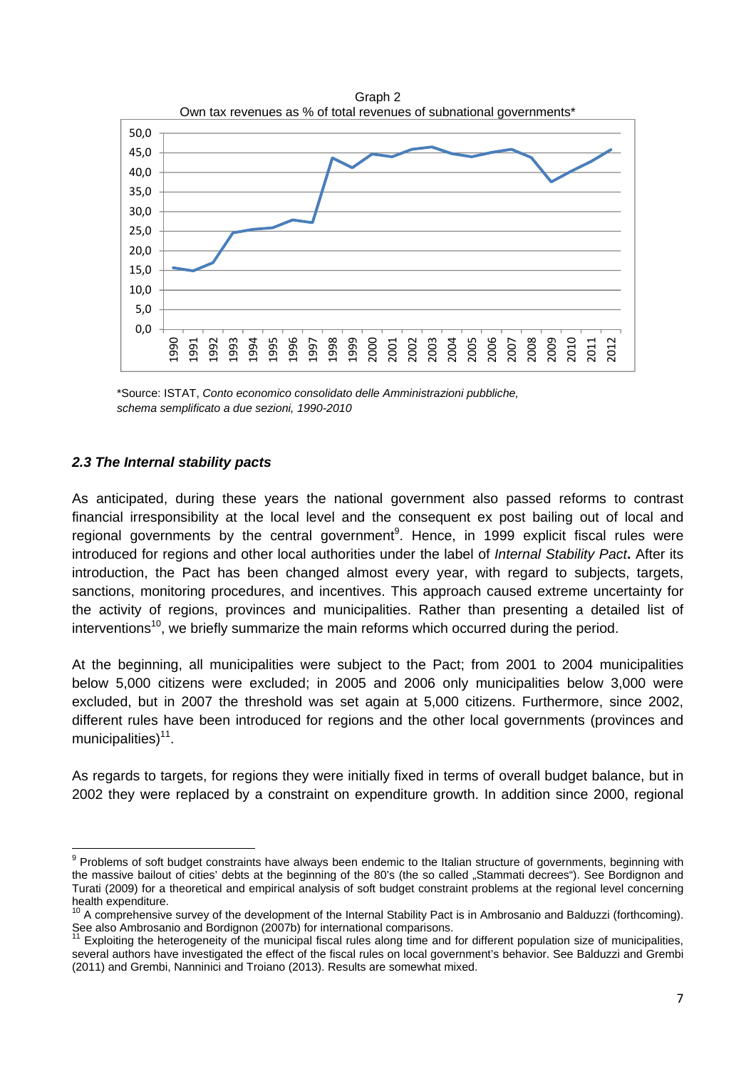Graph 2
Own tax revenues as % of total revenues of subnational governments*

*Source: ISTAT, *Conto economico consolidato delle Amministrazioni pubbliche, schema semplificato a due sezioni, 1990-2010*

### *2.3 The Internal stability pacts*

As anticipated, during these years the national government also passed reforms to contrast financial irresponsibility at the local level and the consequent ex post bailing out of local and regional governments by the central government[9]. Hence, in 1999 explicit fiscal rules were introduced for regions and other local authorities under the label of *Internal Stability Pact***.** After its introduction, the Pact has been changed almost every year, with regard to subjects, targets, sanctions, monitoring procedures, and incentives. This approach caused extreme uncertainty for the activity of regions, provinces and municipalities. Rather than presenting a detailed list of interventions[10], we briefly summarize the main reforms which occurred during the period.

At the beginning, all municipalities were subject to the Pact; from 2001 to 2004 municipalities below 5,000 citizens were excluded; in 2005 and 2006 only municipalities below 3,000 were excluded, but in 2007 the threshold was set again at 5,000 citizens. Furthermore, since 2002, different rules have been introduced for regions and the other local governments (provinces and municipalities)[11].

As regards to targets, for regions they were initially fixed in terms of overall budget balance, but in 2002 they were replaced by a constraint on expenditure growth. In addition since 2000, regional

---

[9] Problems of soft budget constraints have always been endemic to the Italian structure of governments, beginning with the massive bailout of cities' debts at the beginning of the 80's (the so called „Stammati decrees"). See Bordignon and Turati (2009) for a theoretical and empirical analysis of soft budget constraint problems at the regional level concerning health expenditure.

[10] A comprehensive survey of the development of the Internal Stability Pact is in Ambrosanio and Balduzzi (forthcoming). See also Ambrosanio and Bordignon (2007b) for international comparisons.

[11] Exploiting the heterogeneity of the municipal fiscal rules along time and for different population size of municipalities, several authors have investigated the effect of the fiscal rules on local government's behavior. See Balduzzi and Grembi (2011) and Grembi, Nannicini and Troiano (2013). Results are somewhat mixed.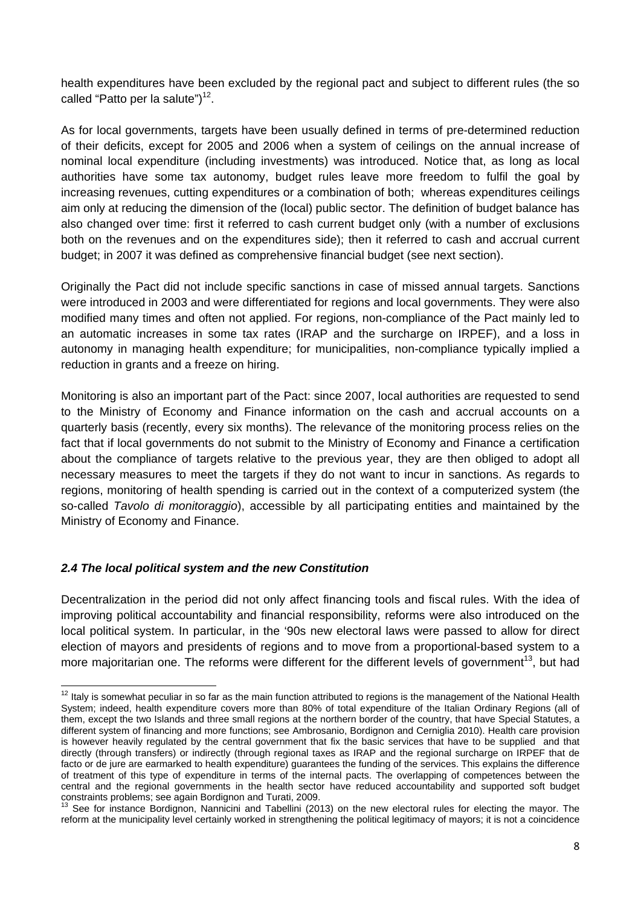health expenditures have been excluded by the regional pact and subject to different rules (the so called "Patto per la salute")[12].

As for local governments, targets have been usually defined in terms of pre-determined reduction of their deficits, except for 2005 and 2006 when a system of ceilings on the annual increase of nominal local expenditure (including investments) was introduced. Notice that, as long as local authorities have some tax autonomy, budget rules leave more freedom to fulfil the goal by increasing revenues, cutting expenditures or a combination of both; whereas expenditures ceilings aim only at reducing the dimension of the (local) public sector. The definition of budget balance has also changed over time: first it referred to cash current budget only (with a number of exclusions both on the revenues and on the expenditures side); then it referred to cash and accrual current budget; in 2007 it was defined as comprehensive financial budget (see next section).

Originally the Pact did not include specific sanctions in case of missed annual targets. Sanctions were introduced in 2003 and were differentiated for regions and local governments. They were also modified many times and often not applied. For regions, non-compliance of the Pact mainly led to an automatic increases in some tax rates (IRAP and the surcharge on IRPEF), and a loss in autonomy in managing health expenditure; for municipalities, non-compliance typically implied a reduction in grants and a freeze on hiring.

Monitoring is also an important part of the Pact: since 2007, local authorities are requested to send to the Ministry of Economy and Finance information on the cash and accrual accounts on a quarterly basis (recently, every six months). The relevance of the monitoring process relies on the fact that if local governments do not submit to the Ministry of Economy and Finance a certification about the compliance of targets relative to the previous year, they are then obliged to adopt all necessary measures to meet the targets if they do not want to incur in sanctions. As regards to regions, monitoring of health spending is carried out in the context of a computerized system (the so-called *Tavolo di monitoraggio*), accessible by all participating entities and maintained by the Ministry of Economy and Finance.

### *2.4 The local political system and the new Constitution*

Decentralization in the period did not only affect financing tools and fiscal rules. With the idea of improving political accountability and financial responsibility, reforms were also introduced on the local political system. In particular, in the '90s new electoral laws were passed to allow for direct election of mayors and presidents of regions and to move from a proportional-based system to a more majoritarian one. The reforms were different for the different levels of government[13], but had

---

[12] Italy is somewhat peculiar in so far as the main function attributed to regions is the management of the National Health System; indeed, health expenditure covers more than 80% of total expenditure of the Italian Ordinary Regions (all of them, except the two Islands and three small regions at the northern border of the country, that have Special Statutes, a different system of financing and more functions; see Ambrosanio, Bordignon and Cerniglia 2010). Health care provision is however heavily regulated by the central government that fix the basic services that have to be supplied and that directly (through transfers) or indirectly (through regional taxes as IRAP and the regional surcharge on IRPEF that de facto or de jure are earmarked to health expenditure) guarantees the funding of the services. This explains the difference of treatment of this type of expenditure in terms of the internal pacts. The overlapping of competences between the central and the regional governments in the health sector have reduced accountability and supported soft budget constraints problems; see again Bordignon and Turati, 2009.

[13] See for instance Bordignon, Nannicini and Tabellini (2013) on the new electoral rules for electing the mayor. The reform at the municipality level certainly worked in strengthening the political legitimacy of mayors; it is not a coincidence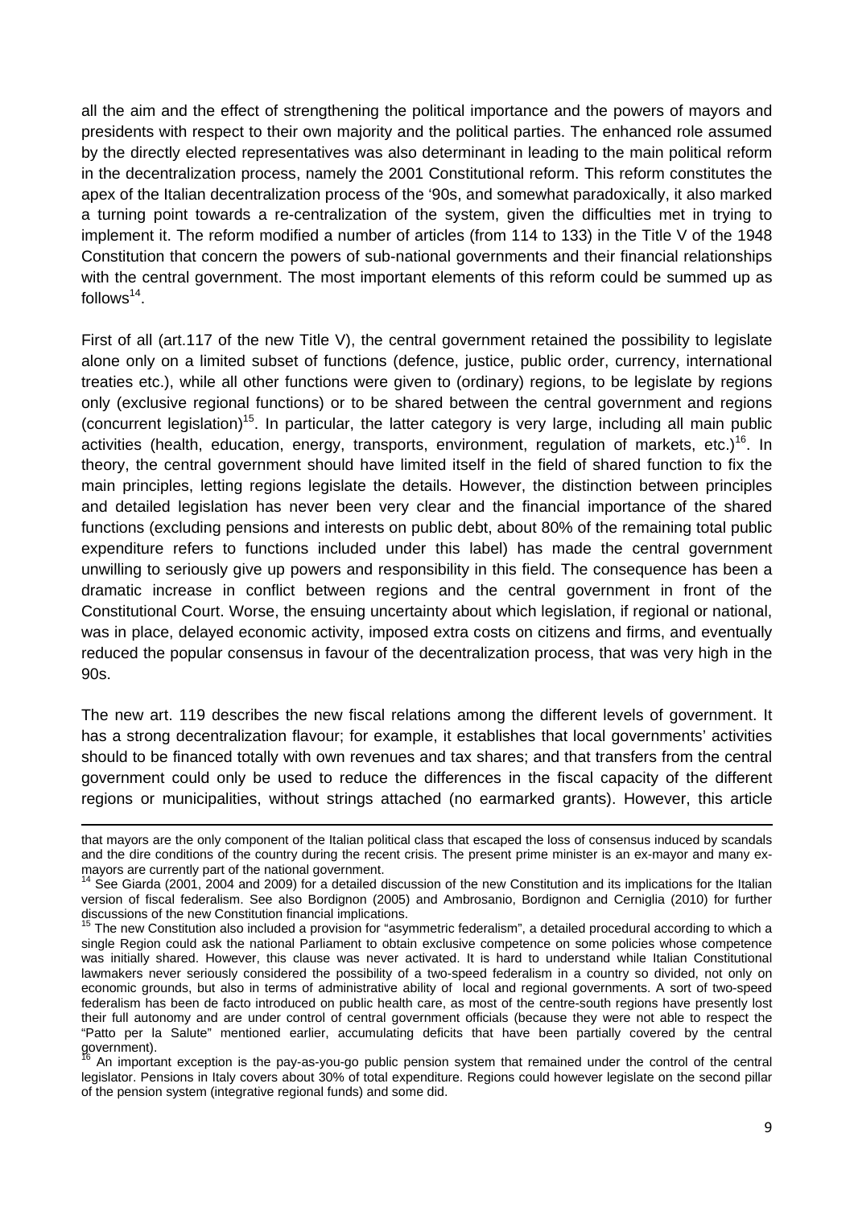all the aim and the effect of strengthening the political importance and the powers of mayors and presidents with respect to their own majority and the political parties. The enhanced role assumed by the directly elected representatives was also determinant in leading to the main political reform in the decentralization process, namely the 2001 Constitutional reform. This reform constitutes the apex of the Italian decentralization process of the '90s, and somewhat paradoxically, it also marked a turning point towards a re-centralization of the system, given the difficulties met in trying to implement it. The reform modified a number of articles (from 114 to 133) in the Title V of the 1948 Constitution that concern the powers of sub-national governments and their financial relationships with the central government. The most important elements of this reform could be summed up as follows[14].

First of all (art.117 of the new Title V), the central government retained the possibility to legislate alone only on a limited subset of functions (defence, justice, public order, currency, international treaties etc.), while all other functions were given to (ordinary) regions, to be legislate by regions only (exclusive regional functions) or to be shared between the central government and regions (concurrent legislation)[15]. In particular, the latter category is very large, including all main public activities (health, education, energy, transports, environment, regulation of markets, etc.)[16]. In theory, the central government should have limited itself in the field of shared function to fix the main principles, letting regions legislate the details. However, the distinction between principles and detailed legislation has never been very clear and the financial importance of the shared functions (excluding pensions and interests on public debt, about 80% of the remaining total public expenditure refers to functions included under this label) has made the central government unwilling to seriously give up powers and responsibility in this field. The consequence has been a dramatic increase in conflict between regions and the central government in front of the Constitutional Court. Worse, the ensuing uncertainty about which legislation, if regional or national, was in place, delayed economic activity, imposed extra costs on citizens and firms, and eventually reduced the popular consensus in favour of the decentralization process, that was very high in the 90s.

The new art. 119 describes the new fiscal relations among the different levels of government. It has a strong decentralization flavour; for example, it establishes that local governments' activities should to be financed totally with own revenues and tax shares; and that transfers from the central government could only be used to reduce the differences in the fiscal capacity of the different regions or municipalities, without strings attached (no earmarked grants). However, this article

---

that mayors are the only component of the Italian political class that escaped the loss of consensus induced by scandals and the dire conditions of the country during the recent crisis. The present prime minister is an ex-mayor and many ex-mayors are currently part of the national government.

[14] See Giarda (2001, 2004 and 2009) for a detailed discussion of the new Constitution and its implications for the Italian version of fiscal federalism. See also Bordignon (2005) and Ambrosanio, Bordignon and Cerniglia (2010) for further discussions of the new Constitution financial implications.

[15] The new Constitution also included a provision for "asymmetric federalism", a detailed procedural according to which a single Region could ask the national Parliament to obtain exclusive competence on some policies whose competence was initially shared. However, this clause was never activated. It is hard to understand while Italian Constitutional lawmakers never seriously considered the possibility of a two-speed federalism in a country so divided, not only on economic grounds, but also in terms of administrative ability of local and regional governments. A sort of two-speed federalism has been de facto introduced on public health care, as most of the centre-south regions have presently lost their full autonomy and are under control of central government officials (because they were not able to respect the "Patto per la Salute" mentioned earlier, accumulating deficits that have been partially covered by the central government).

[16] An important exception is the pay-as-you-go public pension system that remained under the control of the central legislator. Pensions in Italy covers about 30% of total expenditure. Regions could however legislate on the second pillar of the pension system (integrative regional funds) and some did.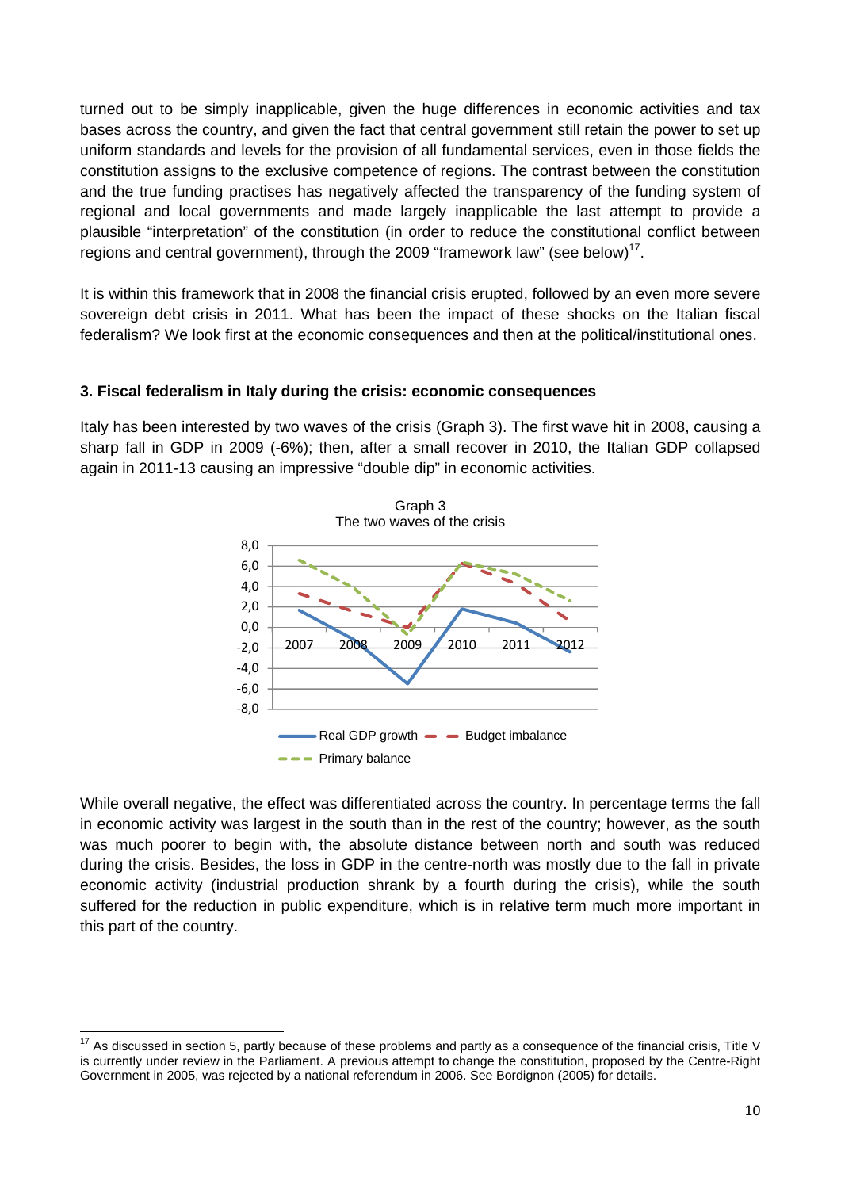turned out to be simply inapplicable, given the huge differences in economic activities and tax bases across the country, and given the fact that central government still retain the power to set up uniform standards and levels for the provision of all fundamental services, even in those fields the constitution assigns to the exclusive competence of regions. The contrast between the constitution and the true funding practises has negatively affected the transparency of the funding system of regional and local governments and made largely inapplicable the last attempt to provide a plausible "interpretation" of the constitution (in order to reduce the constitutional conflict between regions and central government), through the 2009 "framework law" (see below)[17].

It is within this framework that in 2008 the financial crisis erupted, followed by an even more severe sovereign debt crisis in 2011. What has been the impact of these shocks on the Italian fiscal federalism? We look first at the economic consequences and then at the political/institutional ones.

### 3. Fiscal federalism in Italy during the crisis: economic consequences

Italy has been interested by two waves of the crisis (Graph 3). The first wave hit in 2008, causing a sharp fall in GDP in 2009 (-6%); then, after a small recover in 2010, the Italian GDP collapsed again in 2011-13 causing an impressive "double dip" in economic activities.

Graph 3
The two waves of the crisis

While overall negative, the effect was differentiated across the country. In percentage terms the fall in economic activity was largest in the south than in the rest of the country; however, as the south was much poorer to begin with, the absolute distance between north and south was reduced during the crisis. Besides, the loss in GDP in the centre-north was mostly due to the fall in private economic activity (industrial production shrank by a fourth during the crisis), while the south suffered for the reduction in public expenditure, which is in relative term much more important in this part of the country.

[17] As discussed in section 5, partly because of these problems and partly as a consequence of the financial crisis, Title V is currently under review in the Parliament. A previous attempt to change the constitution, proposed by the Centre-Right Government in 2005, was rejected by a national referendum in 2006. See Bordignon (2005) for details.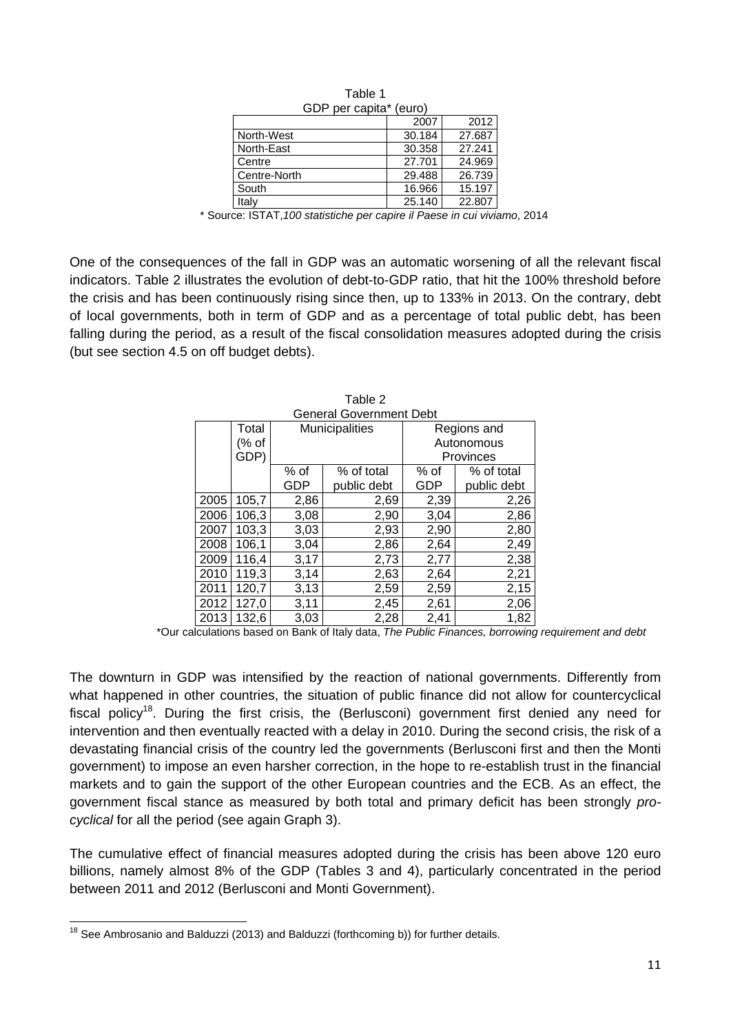Table 1
GDP per capita* (euro)

| | 2007 | 2012 |
|---|---|---|
| North-West | 30.184 | 27.687 |
| North-East | 30.358 | 27.241 |
| Centre | 27.701 | 24.969 |
| Centre-North | 29.488 | 26.739 |
| South | 16.966 | 15.197 |
| Italy | 25.140 | 22.807 |

\* Source: ISTAT, *100 statistiche per capire il Paese in cui viviamo*, 2014

One of the consequences of the fall in GDP was an automatic worsening of all the relevant fiscal indicators. Table 2 illustrates the evolution of debt-to-GDP ratio, that hit the 100% threshold before the crisis and has been continuously rising since then, up to 133% in 2013. On the contrary, debt of local governments, both in term of GDP and as a percentage of total public debt, has been falling during the period, as a result of the fiscal consolidation measures adopted during the crisis (but see section 4.5 on off budget debts).

Table 2
General Government Debt

| | Total (% of GDP) | Municipalities | | Regions and Autonomous Provinces | |
|---|---|---|---|---|---|
| | | % of GDP | % of total public debt | % of GDP | % of total public debt |
| 2005 | 105,7 | 2,86 | 2,69 | 2,39 | 2,26 |
| 2006 | 106,3 | 3,08 | 2,90 | 3,04 | 2,86 |
| 2007 | 103,3 | 3,03 | 2,93 | 2,90 | 2,80 |
| 2008 | 106,1 | 3,04 | 2,86 | 2,64 | 2,49 |
| 2009 | 116,4 | 3,17 | 2,73 | 2,77 | 2,38 |
| 2010 | 119,3 | 3,14 | 2,63 | 2,64 | 2,21 |
| 2011 | 120,7 | 3,13 | 2,59 | 2,59 | 2,15 |
| 2012 | 127,0 | 3,11 | 2,45 | 2,61 | 2,06 |
| 2013 | 132,6 | 3,03 | 2,28 | 2,41 | 1,82 |

\*Our calculations based on Bank of Italy data, *The Public Finances, borrowing requirement and debt*

The downturn in GDP was intensified by the reaction of national governments. Differently from what happened in other countries, the situation of public finance did not allow for countercyclical fiscal policy[18]. During the first crisis, the (Berlusconi) government first denied any need for intervention and then eventually reacted with a delay in 2010. During the second crisis, the risk of a devastating financial crisis of the country led the governments (Berlusconi first and then the Monti government) to impose an even harsher correction, in the hope to re-establish trust in the financial markets and to gain the support of the other European countries and the ECB. As an effect, the government fiscal stance as measured by both total and primary deficit has been strongly *pro-cyclical* for all the period (see again Graph 3).

The cumulative effect of financial measures adopted during the crisis has been above 120 euro billions, namely almost 8% of the GDP (Tables 3 and 4), particularly concentrated in the period between 2011 and 2012 (Berlusconi and Monti Government).

[18] See Ambrosanio and Balduzzi (2013) and Balduzzi (forthcoming b)) for further details.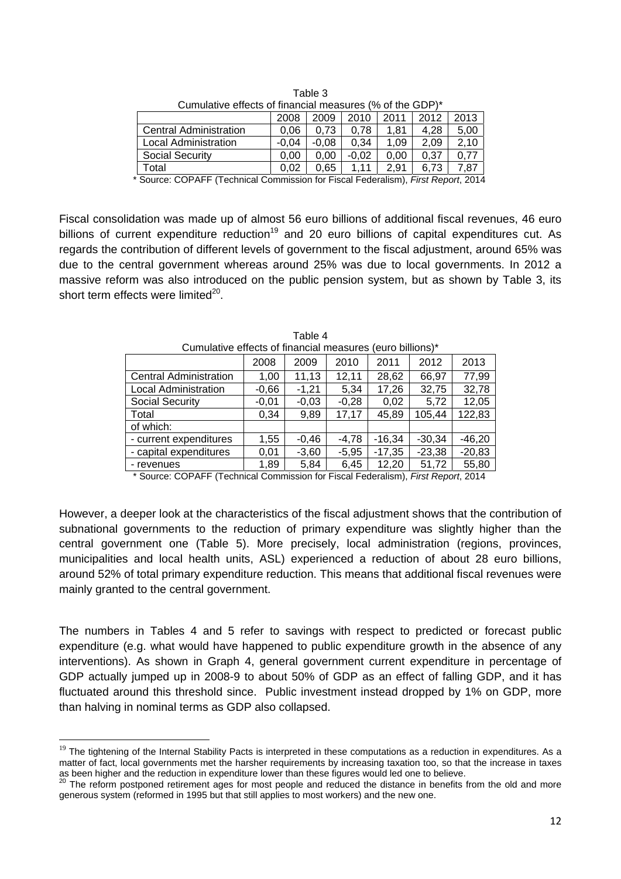Table 3
Cumulative effects of financial measures (% of the GDP)*

| | 2008 | 2009 | 2010 | 2011 | 2012 | 2013 |
|---|---|---|---|---|---|---|
| Central Administration | 0,06 | 0,73 | 0,78 | 1,81 | 4,28 | 5,00 |
| Local Administration | -0,04 | -0,08 | 0,34 | 1,09 | 2,09 | 2,10 |
| Social Security | 0,00 | 0,00 | -0,02 | 0,00 | 0,37 | 0,77 |
| Total | 0,02 | 0,65 | 1,11 | 2,91 | 6,73 | 7,87 |

\* Source: COPAFF (Technical Commission for Fiscal Federalism), *First Report*, 2014

Fiscal consolidation was made up of almost 56 euro billions of additional fiscal revenues, 46 euro billions of current expenditure reduction[19] and 20 euro billions of capital expenditures cut. As regards the contribution of different levels of government to the fiscal adjustment, around 65% was due to the central government whereas around 25% was due to local governments. In 2012 a massive reform was also introduced on the public pension system, but as shown by Table 3, its short term effects were limited[20].

Table 4
Cumulative effects of financial measures (euro billions)*

| | 2008 | 2009 | 2010 | 2011 | 2012 | 2013 |
|---|---|---|---|---|---|---|
| Central Administration | 1,00 | 11,13 | 12,11 | 28,62 | 66,97 | 77,99 |
| Local Administration | -0,66 | -1,21 | 5,34 | 17,26 | 32,75 | 32,78 |
| Social Security | -0,01 | -0,03 | -0,28 | 0,02 | 5,72 | 12,05 |
| Total | 0,34 | 9,89 | 17,17 | 45,89 | 105,44 | 122,83 |
| of which: | | | | | | |
| - current expenditures | 1,55 | -0,46 | -4,78 | -16,34 | -30,34 | -46,20 |
| - capital expenditures | 0,01 | -3,60 | -5,95 | -17,35 | -23,38 | -20,83 |
| - revenues | 1,89 | 5,84 | 6,45 | 12,20 | 51,72 | 55,80 |

\* Source: COPAFF (Technical Commission for Fiscal Federalism), *First Report*, 2014

However, a deeper look at the characteristics of the fiscal adjustment shows that the contribution of subnational governments to the reduction of primary expenditure was slightly higher than the central government one (Table 5). More precisely, local administration (regions, provinces, municipalities and local health units, ASL) experienced a reduction of about 28 euro billions, around 52% of total primary expenditure reduction. This means that additional fiscal revenues were mainly granted to the central government.

The numbers in Tables 4 and 5 refer to savings with respect to predicted or forecast public expenditure (e.g. what would have happened to public expenditure growth in the absence of any interventions). As shown in Graph 4, general government current expenditure in percentage of GDP actually jumped up in 2008-9 to about 50% of GDP as an effect of falling GDP, and it has fluctuated around this threshold since. Public investment instead dropped by 1% on GDP, more than halving in nominal terms as GDP also collapsed.

[19] The tightening of the Internal Stability Pacts is interpreted in these computations as a reduction in expenditures. As a matter of fact, local governments met the harsher requirements by increasing taxation too, so that the increase in taxes as been higher and the reduction in expenditure lower than these figures would led one to believe.

[20] The reform postponed retirement ages for most people and reduced the distance in benefits from the old and more generous system (reformed in 1995 but that still applies to most workers) and the new one.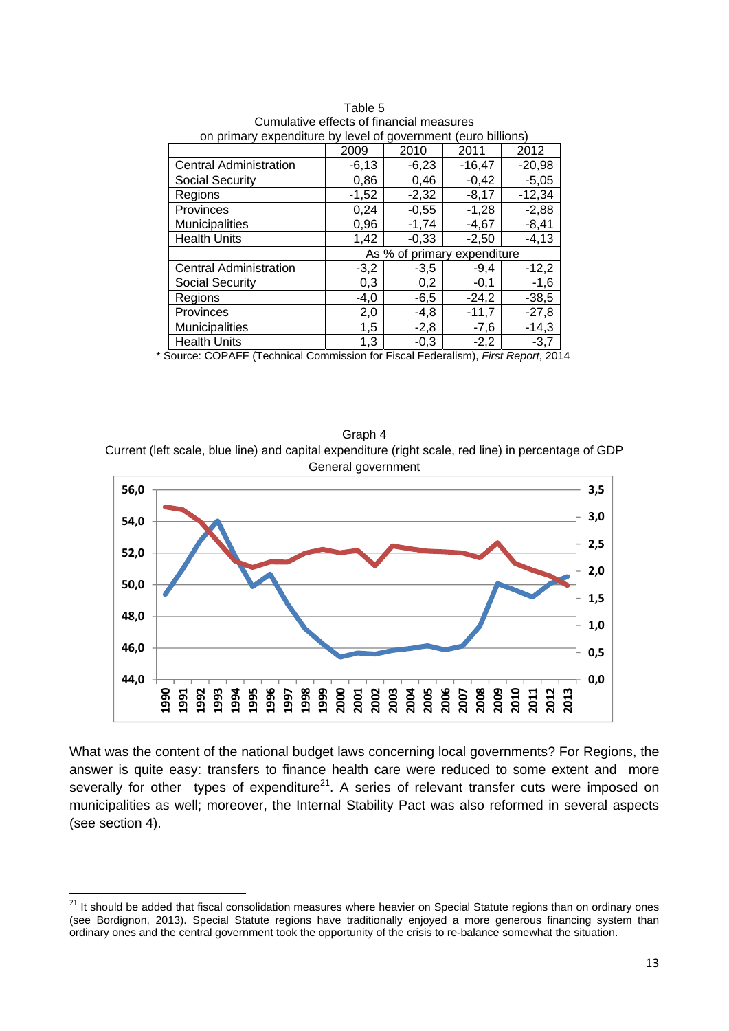Table 5
Cumulative effects of financial measures
on primary expenditure by level of government (euro billions)

| | 2009 | 2010 | 2011 | 2012 |
|---|---|---|---|---|
| Central Administration | -6,13 | -6,23 | -16,47 | -20,98 |
| Social Security | 0,86 | 0,46 | -0,42 | -5,05 |
| Regions | -1,52 | -2,32 | -8,17 | -12,34 |
| Provinces | 0,24 | -0,55 | -1,28 | -2,88 |
| Municipalities | 0,96 | -1,74 | -4,67 | -8,41 |
| Health Units | 1,42 | -0,33 | -2,50 | -4,13 |
| | As % of primary expenditure | | | |
| Central Administration | -3,2 | -3,5 | -9,4 | -12,2 |
| Social Security | 0,3 | 0,2 | -0,1 | -1,6 |
| Regions | -4,0 | -6,5 | -24,2 | -38,5 |
| Provinces | 2,0 | -4,8 | -11,7 | -27,8 |
| Municipalities | 1,5 | -2,8 | -7,6 | -14,3 |
| Health Units | 1,3 | -0,3 | -2,2 | -3,7 |

\* Source: COPAFF (Technical Commission for Fiscal Federalism), *First Report*, 2014

Graph 4
Current (left scale, blue line) and capital expenditure (right scale, red line) in percentage of GDP
General government

What was the content of the national budget laws concerning local governments? For Regions, the answer is quite easy: transfers to finance health care were reduced to some extent and more severally for other types of expenditure[21]. A series of relevant transfer cuts were imposed on municipalities as well; moreover, the Internal Stability Pact was also reformed in several aspects (see section 4).

[21] It should be added that fiscal consolidation measures where heavier on Special Statute regions than on ordinary ones (see Bordignon, 2013). Special Statute regions have traditionally enjoyed a more generous financing system than ordinary ones and the central government took the opportunity of the crisis to re-balance somewhat the situation.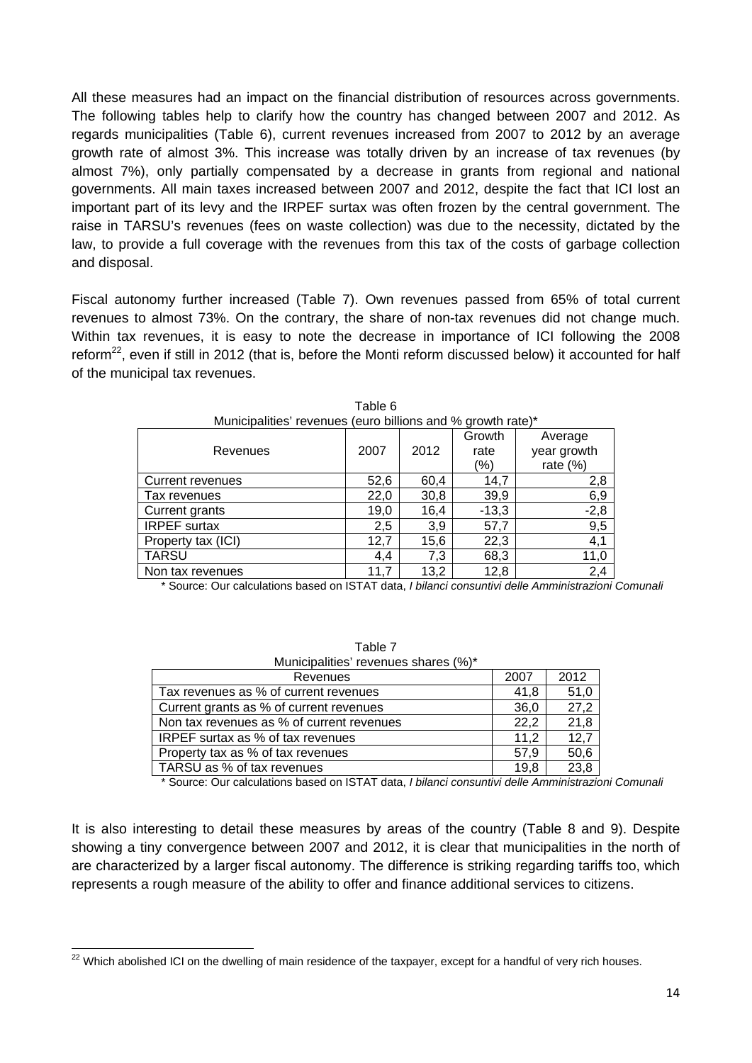All these measures had an impact on the financial distribution of resources across governments. The following tables help to clarify how the country has changed between 2007 and 2012. As regards municipalities (Table 6), current revenues increased from 2007 to 2012 by an average growth rate of almost 3%. This increase was totally driven by an increase of tax revenues (by almost 7%), only partially compensated by a decrease in grants from regional and national governments. All main taxes increased between 2007 and 2012, despite the fact that ICI lost an important part of its levy and the IRPEF surtax was often frozen by the central government. The raise in TARSU's revenues (fees on waste collection) was due to the necessity, dictated by the law, to provide a full coverage with the revenues from this tax of the costs of garbage collection and disposal.

Fiscal autonomy further increased (Table 7). Own revenues passed from 65% of total current revenues to almost 73%. On the contrary, the share of non-tax revenues did not change much. Within tax revenues, it is easy to note the decrease in importance of ICI following the 2008 reform[22], even if still in 2012 (that is, before the Monti reform discussed below) it accounted for half of the municipal tax revenues.

Table 6
Municipalities' revenues (euro billions and % growth rate)*

| Revenues | 2007 | 2012 | Growth rate (%) | Average year growth rate (%) |
|---|---|---|---|---|
| Current revenues | 52,6 | 60,4 | 14,7 | 2,8 |
| Tax revenues | 22,0 | 30,8 | 39,9 | 6,9 |
| Current grants | 19,0 | 16,4 | -13,3 | -2,8 |
| IRPEF surtax | 2,5 | 3,9 | 57,7 | 9,5 |
| Property tax (ICI) | 12,7 | 15,6 | 22,3 | 4,1 |
| TARSU | 4,4 | 7,3 | 68,3 | 11,0 |
| Non tax revenues | 11,7 | 13,2 | 12,8 | 2,4 |

\* Source: Our calculations based on ISTAT data, *I bilanci consuntivi delle Amministrazioni Comunali*

Table 7
Municipalities' revenues shares (%)*

| Revenues | 2007 | 2012 |
|---|---|---|
| Tax revenues as % of current revenues | 41,8 | 51,0 |
| Current grants as % of current revenues | 36,0 | 27,2 |
| Non tax revenues as % of current revenues | 22,2 | 21,8 |
| IRPEF surtax as % of tax revenues | 11,2 | 12,7 |
| Property tax as % of tax revenues | 57,9 | 50,6 |
| TARSU as % of tax revenues | 19,8 | 23,8 |

\* Source: Our calculations based on ISTAT data, *I bilanci consuntivi delle Amministrazioni Comunali*

It is also interesting to detail these measures by areas of the country (Table 8 and 9). Despite showing a tiny convergence between 2007 and 2012, it is clear that municipalities in the north of are characterized by a larger fiscal autonomy. The difference is striking regarding tariffs too, which represents a rough measure of the ability to offer and finance additional services to citizens.

[22] Which abolished ICI on the dwelling of main residence of the taxpayer, except for a handful of very rich houses.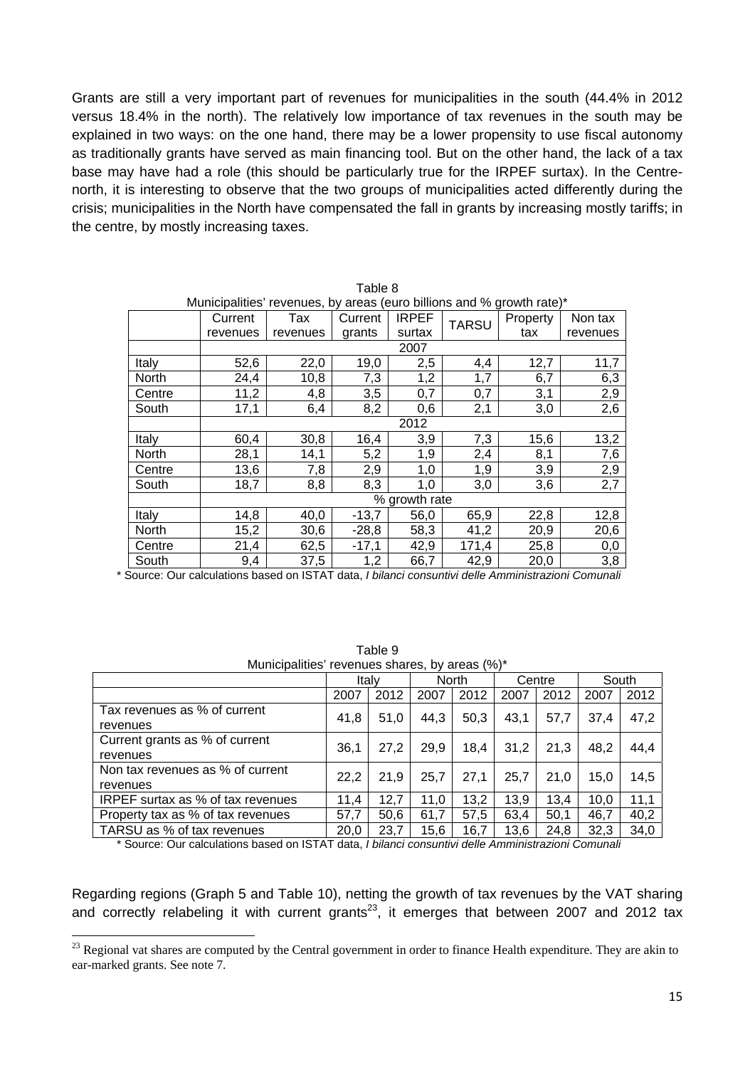Grants are still a very important part of revenues for municipalities in the south (44.4% in 2012 versus 18.4% in the north). The relatively low importance of tax revenues in the south may be explained in two ways: on the one hand, there may be a lower propensity to use fiscal autonomy as traditionally grants have served as main financing tool. But on the other hand, the lack of a tax base may have had a role (this should be particularly true for the IRPEF surtax). In the Centre-north, it is interesting to observe that the two groups of municipalities acted differently during the crisis; municipalities in the North have compensated the fall in grants by increasing mostly tariffs; in the centre, by mostly increasing taxes.

Table 8
Municipalities' revenues, by areas (euro billions and % growth rate)*

| | Current revenues | Tax revenues | Current grants | IRPEF surtax | TARSU | Property tax | Non tax revenues |
|---|---|---|---|---|---|---|---|
| | 2007 | | | | | | |
| Italy | 52,6 | 22,0 | 19,0 | 2,5 | 4,4 | 12,7 | 11,7 |
| North | 24,4 | 10,8 | 7,3 | 1,2 | 1,7 | 6,7 | 6,3 |
| Centre | 11,2 | 4,8 | 3,5 | 0,7 | 0,7 | 3,1 | 2,9 |
| South | 17,1 | 6,4 | 8,2 | 0,6 | 2,1 | 3,0 | 2,6 |
| | 2012 | | | | | | |
| Italy | 60,4 | 30,8 | 16,4 | 3,9 | 7,3 | 15,6 | 13,2 |
| North | 28,1 | 14,1 | 5,2 | 1,9 | 2,4 | 8,1 | 7,6 |
| Centre | 13,6 | 7,8 | 2,9 | 1,0 | 1,9 | 3,9 | 2,9 |
| South | 18,7 | 8,8 | 8,3 | 1,0 | 3,0 | 3,6 | 2,7 |
| | % growth rate | | | | | | |
| Italy | 14,8 | 40,0 | -13,7 | 56,0 | 65,9 | 22,8 | 12,8 |
| North | 15,2 | 30,6 | -28,8 | 58,3 | 41,2 | 20,9 | 20,6 |
| Centre | 21,4 | 62,5 | -17,1 | 42,9 | 171,4 | 25,8 | 0,0 |
| South | 9,4 | 37,5 | 1,2 | 66,7 | 42,9 | 20,0 | 3,8 |

\* Source: Our calculations based on ISTAT data, *I bilanci consuntivi delle Amministrazioni Comunali*

Table 9
Municipalities' revenues shares, by areas (%)*

| | Italy | | North | | Centre | | South | |
|---|---|---|---|---|---|---|---|---|
| | 2007 | 2012 | 2007 | 2012 | 2007 | 2012 | 2007 | 2012 |
| Tax revenues as % of current revenues | 41,8 | 51,0 | 44,3 | 50,3 | 43,1 | 57,7 | 37,4 | 47,2 |
| Current grants as % of current revenues | 36,1 | 27,2 | 29,9 | 18,4 | 31,2 | 21,3 | 48,2 | 44,4 |
| Non tax revenues as % of current revenues | 22,2 | 21,9 | 25,7 | 27,1 | 25,7 | 21,0 | 15,0 | 14,5 |
| IRPEF surtax as % of tax revenues | 11,4 | 12,7 | 11,0 | 13,2 | 13,9 | 13,4 | 10,0 | 11,1 |
| Property tax as % of tax revenues | 57,7 | 50,6 | 61,7 | 57,5 | 63,4 | 50,1 | 46,7 | 40,2 |
| TARSU as % of tax revenues | 20,0 | 23,7 | 15,6 | 16,7 | 13,6 | 24,8 | 32,3 | 34,0 |

\* Source: Our calculations based on ISTAT data, *I bilanci consuntivi delle Amministrazioni Comunali*

Regarding regions (Graph 5 and Table 10), netting the growth of tax revenues by the VAT sharing and correctly relabeling it with current grants[23], it emerges that between 2007 and 2012 tax

[23] Regional vat shares are computed by the Central government in order to finance Health expenditure. They are akin to ear-marked grants. See note 7.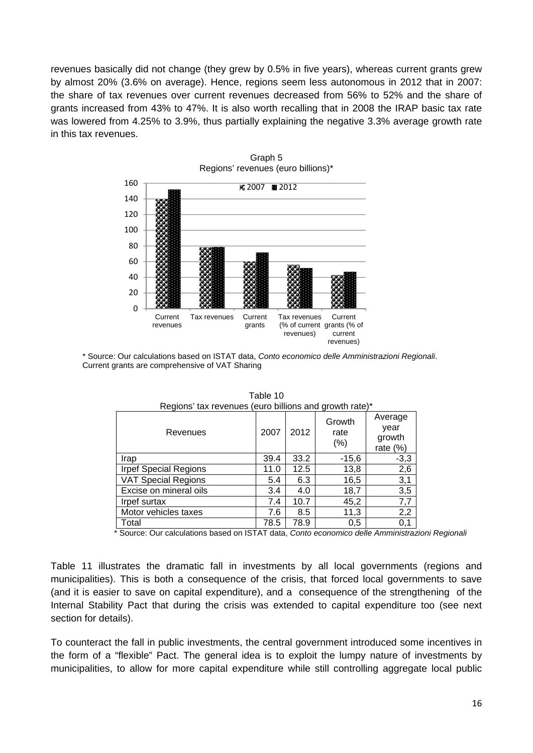revenues basically did not change (they grew by 0.5% in five years), whereas current grants grew by almost 20% (3.6% on average). Hence, regions seem less autonomous in 2012 that in 2007: the share of tax revenues over current revenues decreased from 56% to 52% and the share of grants increased from 43% to 47%. It is also worth recalling that in 2008 the IRAP basic tax rate was lowered from 4.25% to 3.9%, thus partially explaining the negative 3.3% average growth rate in this tax revenues.

Graph 5
Regions' revenues (euro billions)*

\* Source: Our calculations based on ISTAT data, *Conto economico delle Amministrazioni Regionali*. Current grants are comprehensive of VAT Sharing

Table 10
Regions' tax revenues (euro billions and growth rate)*

| Revenues | 2007 | 2012 | Growth rate (%) | Average year growth rate (%) |
|---|---|---|---|---|
| Irap | 39.4 | 33.2 | -15,6 | -3,3 |
| Irpef Special Regions | 11.0 | 12.5 | 13,8 | 2,6 |
| VAT Special Regions | 5.4 | 6.3 | 16,5 | 3,1 |
| Excise on mineral oils | 3.4 | 4.0 | 18,7 | 3,5 |
| Irpef surtax | 7.4 | 10.7 | 45,2 | 7,7 |
| Motor vehicles taxes | 7.6 | 8.5 | 11,3 | 2,2 |
| Total | 78.5 | 78.9 | 0,5 | 0,1 |

\* Source: Our calculations based on ISTAT data, *Conto economico delle Amministrazioni Regionali*

Table 11 illustrates the dramatic fall in investments by all local governments (regions and municipalities). This is both a consequence of the crisis, that forced local governments to save (and it is easier to save on capital expenditure), and a consequence of the strengthening of the Internal Stability Pact that during the crisis was extended to capital expenditure too (see next section for details).

To counteract the fall in public investments, the central government introduced some incentives in the form of a "flexible" Pact. The general idea is to exploit the lumpy nature of investments by municipalities, to allow for more capital expenditure while still controlling aggregate local public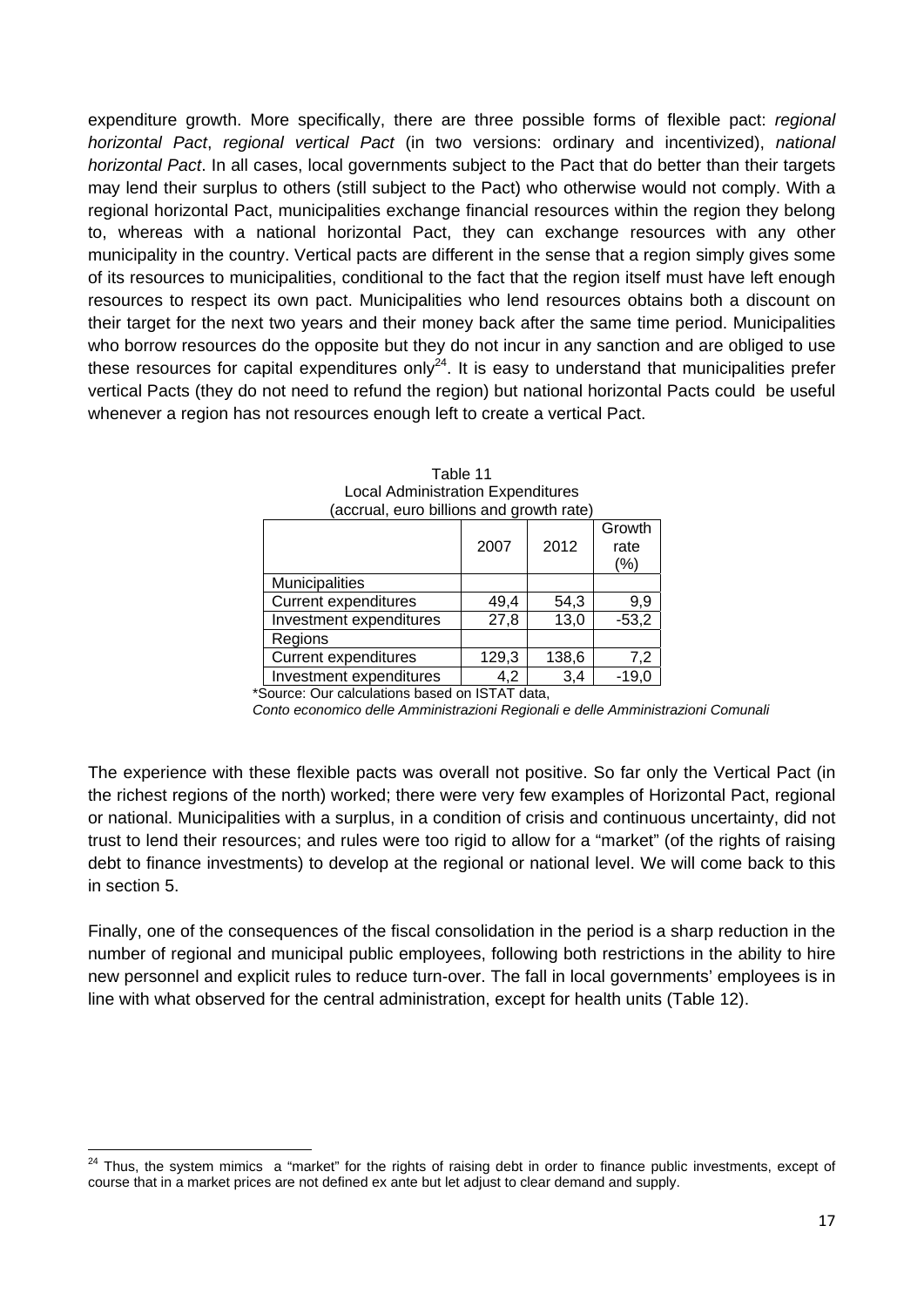expenditure growth. More specifically, there are three possible forms of flexible pact: *regional horizontal Pact*, *regional vertical Pact* (in two versions: ordinary and incentivized), *national horizontal Pact*. In all cases, local governments subject to the Pact that do better than their targets may lend their surplus to others (still subject to the Pact) who otherwise would not comply. With a regional horizontal Pact, municipalities exchange financial resources within the region they belong to, whereas with a national horizontal Pact, they can exchange resources with any other municipality in the country. Vertical pacts are different in the sense that a region simply gives some of its resources to municipalities, conditional to the fact that the region itself must have left enough resources to respect its own pact. Municipalities who lend resources obtains both a discount on their target for the next two years and their money back after the same time period. Municipalities who borrow resources do the opposite but they do not incur in any sanction and are obliged to use these resources for capital expenditures only[24]. It is easy to understand that municipalities prefer vertical Pacts (they do not need to refund the region) but national horizontal Pacts could be useful whenever a region has not resources enough left to create a vertical Pact.

Table 11
Local Administration Expenditures
(accrual, euro billions and growth rate)

| | 2007 | 2012 | Growth rate (%) |
|---|---|---|---|
| Municipalities | | | |
| Current expenditures | 49,4 | 54,3 | 9,9 |
| Investment expenditures | 27,8 | 13,0 | -53,2 |
| Regions | | | |
| Current expenditures | 129,3 | 138,6 | 7,2 |
| Investment expenditures | 4,2 | 3,4 | -19,0 |

*Source: Our calculations based on ISTAT data, *Conto economico delle Amministrazioni Regionali e delle Amministrazioni Comunali*

The experience with these flexible pacts was overall not positive. So far only the Vertical Pact (in the richest regions of the north) worked; there were very few examples of Horizontal Pact, regional or national. Municipalities with a surplus, in a condition of crisis and continuous uncertainty, did not trust to lend their resources; and rules were too rigid to allow for a "market" (of the rights of raising debt to finance investments) to develop at the regional or national level. We will come back to this in section 5.

Finally, one of the consequences of the fiscal consolidation in the period is a sharp reduction in the number of regional and municipal public employees, following both restrictions in the ability to hire new personnel and explicit rules to reduce turn-over. The fall in local governments' employees is in line with what observed for the central administration, except for health units (Table 12).

[24] Thus, the system mimics a "market" for the rights of raising debt in order to finance public investments, except of course that in a market prices are not defined ex ante but let adjust to clear demand and supply.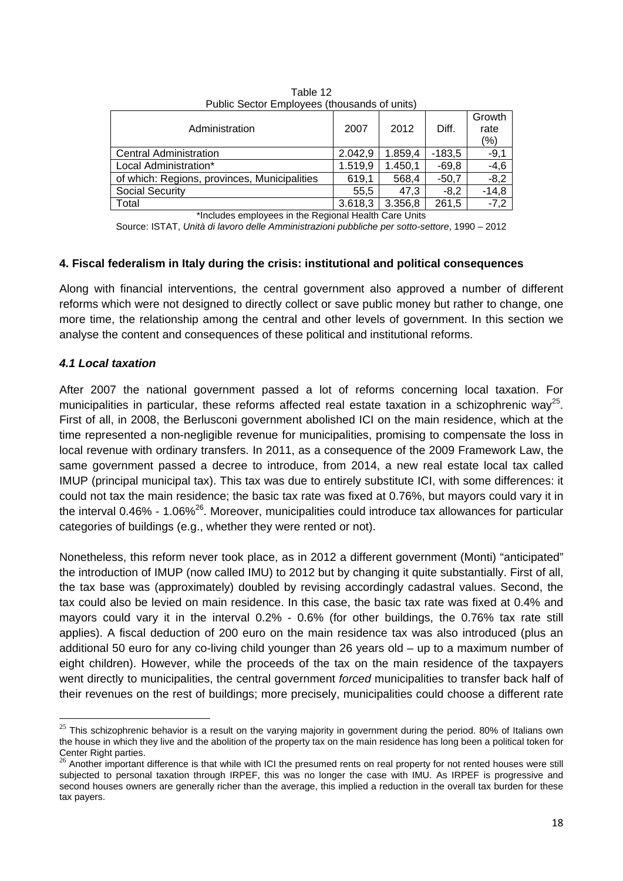Table 12
Public Sector Employees (thousands of units)

| Administration | 2007 | 2012 | Diff. | Growth rate (%) |
|---|---|---|---|---|
| Central Administration | 2.042,9 | 1.859,4 | -183,5 | -9,1 |
| Local Administration* | 1.519,9 | 1.450,1 | -69,8 | -4,6 |
| of which: Regions, provinces, Municipalities | 619,1 | 568,4 | -50,7 | -8,2 |
| Social Security | 55,5 | 47,3 | -8,2 | -14,8 |
| Total | 3.618,3 | 3.356,8 | 261,5 | -7,2 |

*Includes employees in the Regional Health Care Units

Source: ISTAT, *Unità di lavoro delle Amministrazioni pubbliche per sotto-settore*, 1990 – 2012

## 4. Fiscal federalism in Italy during the crisis: institutional and political consequences

Along with financial interventions, the central government also approved a number of different reforms which were not designed to directly collect or save public money but rather to change, one more time, the relationship among the central and other levels of government. In this section we analyse the content and consequences of these political and institutional reforms.

### *4.1 Local taxation*

After 2007 the national government passed a lot of reforms concerning local taxation. For municipalities in particular, these reforms affected real estate taxation in a schizophrenic way[25]. First of all, in 2008, the Berlusconi government abolished ICI on the main residence, which at the time represented a non-negligible revenue for municipalities, promising to compensate the loss in local revenue with ordinary transfers. In 2011, as a consequence of the 2009 Framework Law, the same government passed a decree to introduce, from 2014, a new real estate local tax called IMUP (principal municipal tax). This tax was due to entirely substitute ICI, with some differences: it could not tax the main residence; the basic tax rate was fixed at 0.76%, but mayors could vary it in the interval 0.46% - 1.06%[26]. Moreover, municipalities could introduce tax allowances for particular categories of buildings (e.g., whether they were rented or not).

Nonetheless, this reform never took place, as in 2012 a different government (Monti) "anticipated" the introduction of IMUP (now called IMU) to 2012 but by changing it quite substantially. First of all, the tax base was (approximately) doubled by revising accordingly cadastral values. Second, the tax could also be levied on main residence. In this case, the basic tax rate was fixed at 0.4% and mayors could vary it in the interval 0.2% - 0.6% (for other buildings, the 0.76% tax rate still applies). A fiscal deduction of 200 euro on the main residence tax was also introduced (plus an additional 50 euro for any co-living child younger than 26 years old – up to a maximum number of eight children). However, while the proceeds of the tax on the main residence of the taxpayers went directly to municipalities, the central government *forced* municipalities to transfer back half of their revenues on the rest of buildings; more precisely, municipalities could choose a different rate

---

[25] This schizophrenic behavior is a result on the varying majority in government during the period. 80% of Italians own the house in which they live and the abolition of the property tax on the main residence has long been a political token for Center Right parties.

[26] Another important difference is that while with ICI the presumed rents on real property for not rented houses were still subjected to personal taxation through IRPEF, this was no longer the case with IMU. As IRPEF is progressive and second houses owners are generally richer than the average, this implied a reduction in the overall tax burden for these tax payers.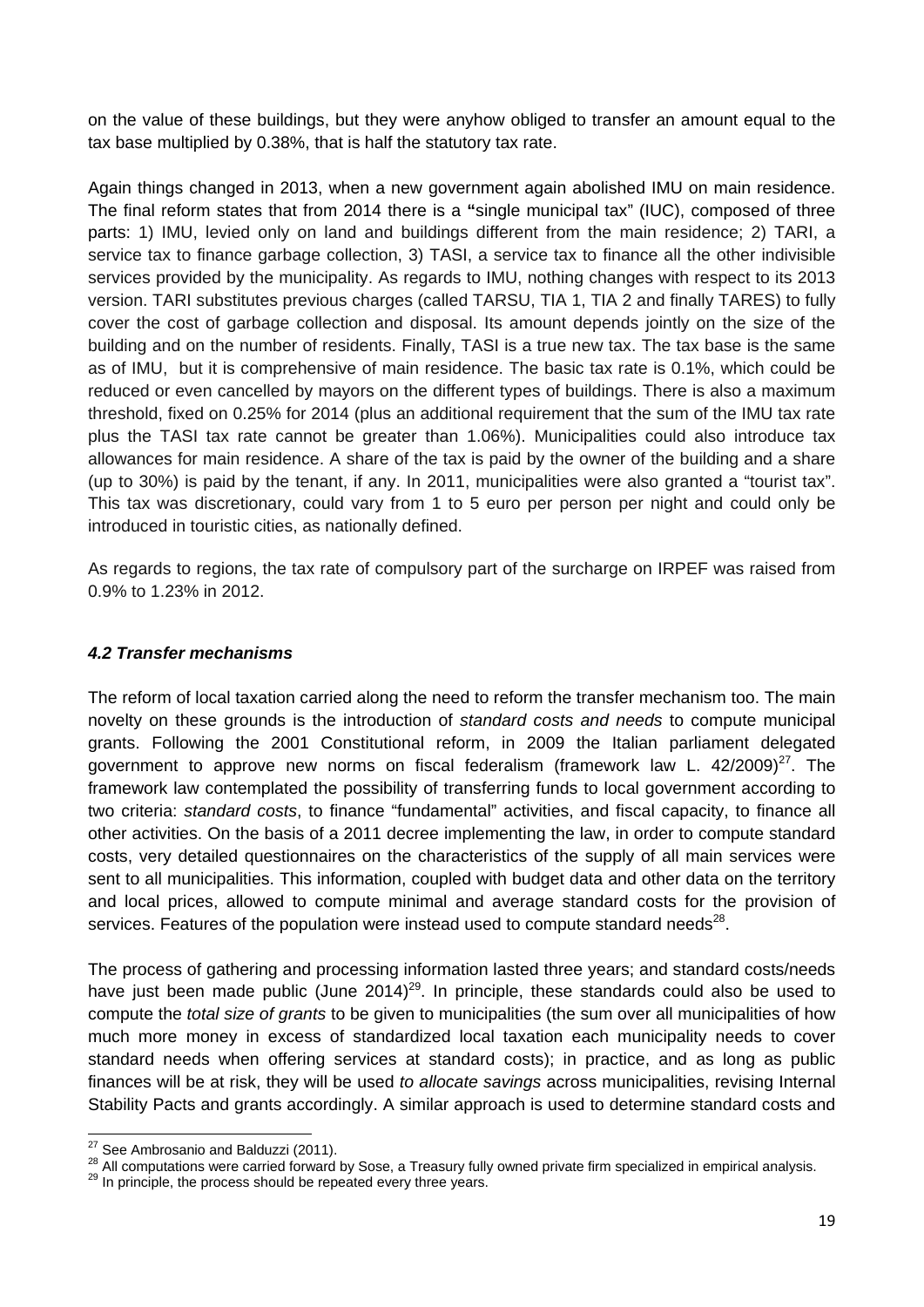on the value of these buildings, but they were anyhow obliged to transfer an amount equal to the tax base multiplied by 0.38%, that is half the statutory tax rate.

Again things changed in 2013, when a new government again abolished IMU on main residence. The final reform states that from 2014 there is a "single municipal tax" (IUC), composed of three parts: 1) IMU, levied only on land and buildings different from the main residence; 2) TARI, a service tax to finance garbage collection, 3) TASI, a service tax to finance all the other indivisible services provided by the municipality. As regards to IMU, nothing changes with respect to its 2013 version. TARI substitutes previous charges (called TARSU, TIA 1, TIA 2 and finally TARES) to fully cover the cost of garbage collection and disposal. Its amount depends jointly on the size of the building and on the number of residents. Finally, TASI is a true new tax. The tax base is the same as of IMU, but it is comprehensive of main residence. The basic tax rate is 0.1%, which could be reduced or even cancelled by mayors on the different types of buildings. There is also a maximum threshold, fixed on 0.25% for 2014 (plus an additional requirement that the sum of the IMU tax rate plus the TASI tax rate cannot be greater than 1.06%). Municipalities could also introduce tax allowances for main residence. A share of the tax is paid by the owner of the building and a share (up to 30%) is paid by the tenant, if any. In 2011, municipalities were also granted a "tourist tax". This tax was discretionary, could vary from 1 to 5 euro per person per night and could only be introduced in touristic cities, as nationally defined.

As regards to regions, the tax rate of compulsory part of the surcharge on IRPEF was raised from 0.9% to 1.23% in 2012.

### *4.2 Transfer mechanisms*

The reform of local taxation carried along the need to reform the transfer mechanism too. The main novelty on these grounds is the introduction of *standard costs and needs* to compute municipal grants. Following the 2001 Constitutional reform, in 2009 the Italian parliament delegated government to approve new norms on fiscal federalism (framework law L. 42/2009)[27]. The framework law contemplated the possibility of transferring funds to local government according to two criteria: *standard costs*, to finance "fundamental" activities, and fiscal capacity, to finance all other activities. On the basis of a 2011 decree implementing the law, in order to compute standard costs, very detailed questionnaires on the characteristics of the supply of all main services were sent to all municipalities. This information, coupled with budget data and other data on the territory and local prices, allowed to compute minimal and average standard costs for the provision of services. Features of the population were instead used to compute standard needs[28].

The process of gathering and processing information lasted three years; and standard costs/needs have just been made public (June 2014)[29]. In principle, these standards could also be used to compute the *total size of grants* to be given to municipalities (the sum over all municipalities of how much more money in excess of standardized local taxation each municipality needs to cover standard needs when offering services at standard costs); in practice, and as long as public finances will be at risk, they will be used *to allocate savings* across municipalities, revising Internal Stability Pacts and grants accordingly. A similar approach is used to determine standard costs and

[27] See Ambrosanio and Balduzzi (2011).

[28] All computations were carried forward by Sose, a Treasury fully owned private firm specialized in empirical analysis.

[29] In principle, the process should be repeated every three years.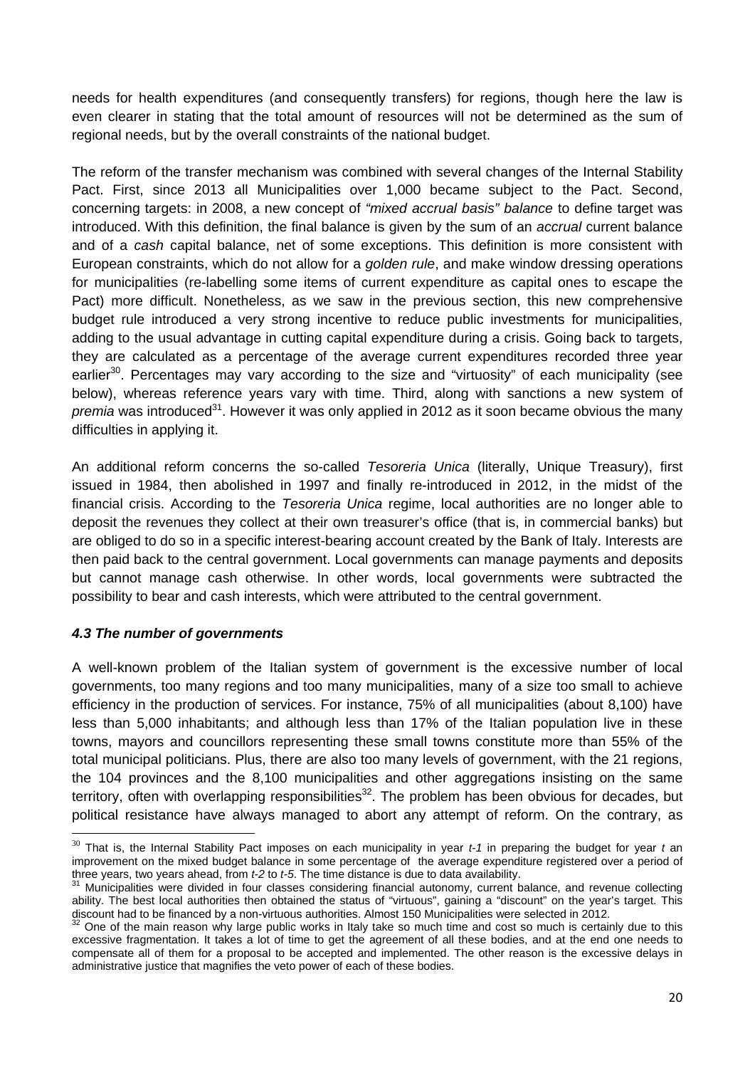needs for health expenditures (and consequently transfers) for regions, though here the law is even clearer in stating that the total amount of resources will not be determined as the sum of regional needs, but by the overall constraints of the national budget.

The reform of the transfer mechanism was combined with several changes of the Internal Stability Pact. First, since 2013 all Municipalities over 1,000 became subject to the Pact. Second, concerning targets: in 2008, a new concept of *"mixed accrual basis" balance* to define target was introduced. With this definition, the final balance is given by the sum of an *accrual* current balance and of a *cash* capital balance, net of some exceptions. This definition is more consistent with European constraints, which do not allow for a *golden rule*, and make window dressing operations for municipalities (re-labelling some items of current expenditure as capital ones to escape the Pact) more difficult. Nonetheless, as we saw in the previous section, this new comprehensive budget rule introduced a very strong incentive to reduce public investments for municipalities, adding to the usual advantage in cutting capital expenditure during a crisis. Going back to targets, they are calculated as a percentage of the average current expenditures recorded three year earlier[30]. Percentages may vary according to the size and "virtuosity" of each municipality (see below), whereas reference years vary with time. Third, along with sanctions a new system of *premia* was introduced[31]. However it was only applied in 2012 as it soon became obvious the many difficulties in applying it.

An additional reform concerns the so-called *Tesoreria Unica* (literally, Unique Treasury), first issued in 1984, then abolished in 1997 and finally re-introduced in 2012, in the midst of the financial crisis. According to the *Tesoreria Unica* regime, local authorities are no longer able to deposit the revenues they collect at their own treasurer's office (that is, in commercial banks) but are obliged to do so in a specific interest-bearing account created by the Bank of Italy. Interests are then paid back to the central government. Local governments can manage payments and deposits but cannot manage cash otherwise. In other words, local governments were subtracted the possibility to bear and cash interests, which were attributed to the central government.

### *4.3 The number of governments*

A well-known problem of the Italian system of government is the excessive number of local governments, too many regions and too many municipalities, many of a size too small to achieve efficiency in the production of services. For instance, 75% of all municipalities (about 8,100) have less than 5,000 inhabitants; and although less than 17% of the Italian population live in these towns, mayors and councillors representing these small towns constitute more than 55% of the total municipal politicians. Plus, there are also too many levels of government, with the 21 regions, the 104 provinces and the 8,100 municipalities and other aggregations insisting on the same territory, often with overlapping responsibilities[32]. The problem has been obvious for decades, but political resistance have always managed to abort any attempt of reform. On the contrary, as

---

[30] That is, the Internal Stability Pact imposes on each municipality in year $t\text{-}1$ in preparing the budget for year $t$ an improvement on the mixed budget balance in some percentage of the average expenditure registered over a period of three years, two years ahead, from $t\text{-}2$ to $t\text{-}5$. The time distance is due to data availability.

[31] Municipalities were divided in four classes considering financial autonomy, current balance, and revenue collecting ability. The best local authorities then obtained the status of "virtuous", gaining a "discount" on the year's target. This discount had to be financed by a non-virtuous authorities. Almost 150 Municipalities were selected in 2012.

[32] One of the main reason why large public works in Italy take so much time and cost so much is certainly due to this excessive fragmentation. It takes a lot of time to get the agreement of all these bodies, and at the end one needs to compensate all of them for a proposal to be accepted and implemented. The other reason is the excessive delays in administrative justice that magnifies the veto power of each of these bodies.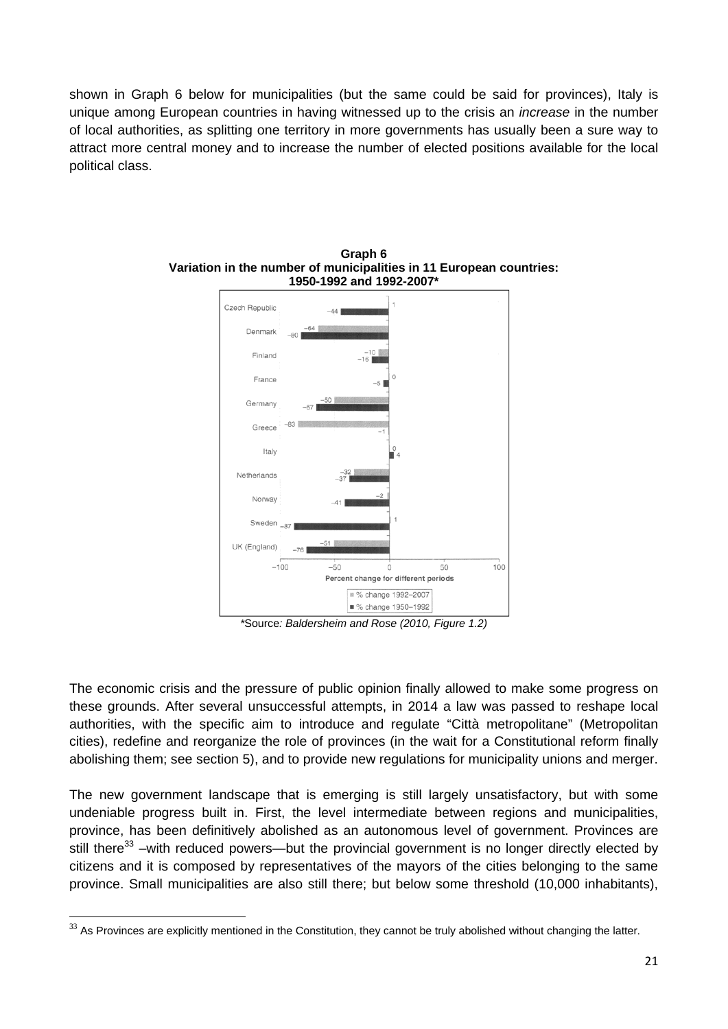shown in Graph 6 below for municipalities (but the same could be said for provinces), Italy is unique among European countries in having witnessed up to the crisis an *increase* in the number of local authorities, as splitting one territory in more governments has usually been a sure way to attract more central money and to increase the number of elected positions available for the local political class.

**Graph 6**
**Variation in the number of municipalities in 11 European countries: 1950-1992 and 1992-2007***

| Country | % change 1992–2007 | % change 1950–1992 |
|---|---|---|
| Czech Republic | 1 | −44 |
| Denmark | −64 | −80 |
| Finland | −10 | −16 |
| France | 0 | −5 |
| Germany | −50 | −67 |
| Greece | −83 | −1 |
| Italy | 0 | 4 |
| Netherlands | −32 | −37 |
| Norway | −2 | −41 |
| Sweden | 1 | −87 |
| UK (England) | −51 | −76 |

Percent change for different periods

*Source*: Baldersheim and Rose (2010, Figure 1.2)*

The economic crisis and the pressure of public opinion finally allowed to make some progress on these grounds. After several unsuccessful attempts, in 2014 a law was passed to reshape local authorities, with the specific aim to introduce and regulate "Città metropolitane" (Metropolitan cities), redefine and reorganize the role of provinces (in the wait for a Constitutional reform finally abolishing them; see section 5), and to provide new regulations for municipality unions and merger.

The new government landscape that is emerging is still largely unsatisfactory, but with some undeniable progress built in. First, the level intermediate between regions and municipalities, province, has been definitively abolished as an autonomous level of government. Provinces are still there[33] –with reduced powers—but the provincial government is no longer directly elected by citizens and it is composed by representatives of the mayors of the cities belonging to the same province. Small municipalities are also still there; but below some threshold (10,000 inhabitants),

[33] As Provinces are explicitly mentioned in the Constitution, they cannot be truly abolished without changing the latter.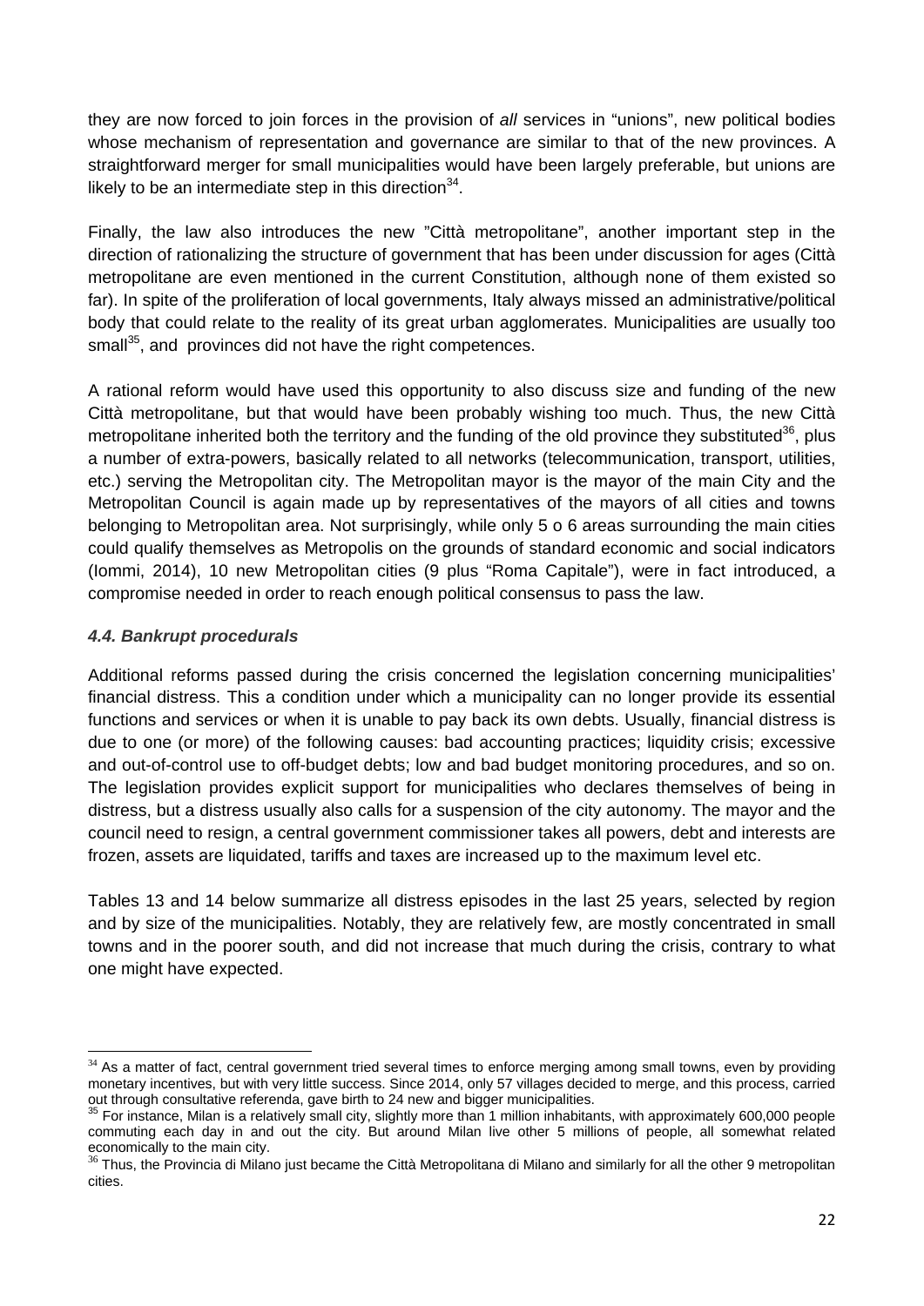they are now forced to join forces in the provision of *all* services in “unions”, new political bodies whose mechanism of representation and governance are similar to that of the new provinces. A straightforward merger for small municipalities would have been largely preferable, but unions are likely to be an intermediate step in this direction[34].

Finally, the law also introduces the new ”Città metropolitane”, another important step in the direction of rationalizing the structure of government that has been under discussion for ages (Città metropolitane are even mentioned in the current Constitution, although none of them existed so far). In spite of the proliferation of local governments, Italy always missed an administrative/political body that could relate to the reality of its great urban agglomerates. Municipalities are usually too small[35], and provinces did not have the right competences.

A rational reform would have used this opportunity to also discuss size and funding of the new Città metropolitane, but that would have been probably wishing too much. Thus, the new Città metropolitane inherited both the territory and the funding of the old province they substituted[36], plus a number of extra-powers, basically related to all networks (telecommunication, transport, utilities, etc.) serving the Metropolitan city. The Metropolitan mayor is the mayor of the main City and the Metropolitan Council is again made up by representatives of the mayors of all cities and towns belonging to Metropolitan area. Not surprisingly, while only 5 o 6 areas surrounding the main cities could qualify themselves as Metropolis on the grounds of standard economic and social indicators (Iommi, 2014), 10 new Metropolitan cities (9 plus “Roma Capitale”), were in fact introduced, a compromise needed in order to reach enough political consensus to pass the law.

### *4.4. Bankrupt procedurals*

Additional reforms passed during the crisis concerned the legislation concerning municipalities' financial distress. This a condition under which a municipality can no longer provide its essential functions and services or when it is unable to pay back its own debts. Usually, financial distress is due to one (or more) of the following causes: bad accounting practices; liquidity crisis; excessive and out-of-control use to off-budget debts; low and bad budget monitoring procedures, and so on. The legislation provides explicit support for municipalities who declares themselves of being in distress, but a distress usually also calls for a suspension of the city autonomy. The mayor and the council need to resign, a central government commissioner takes all powers, debt and interests are frozen, assets are liquidated, tariffs and taxes are increased up to the maximum level etc.

Tables 13 and 14 below summarize all distress episodes in the last 25 years, selected by region and by size of the municipalities. Notably, they are relatively few, are mostly concentrated in small towns and in the poorer south, and did not increase that much during the crisis, contrary to what one might have expected.

---

[34] As a matter of fact, central government tried several times to enforce merging among small towns, even by providing monetary incentives, but with very little success. Since 2014, only 57 villages decided to merge, and this process, carried out through consultative referenda, gave birth to 24 new and bigger municipalities.

[35] For instance, Milan is a relatively small city, slightly more than 1 million inhabitants, with approximately 600,000 people commuting each day in and out the city. But around Milan live other 5 millions of people, all somewhat related economically to the main city.

[36] Thus, the Provincia di Milano just became the Città Metropolitana di Milano and similarly for all the other 9 metropolitan cities.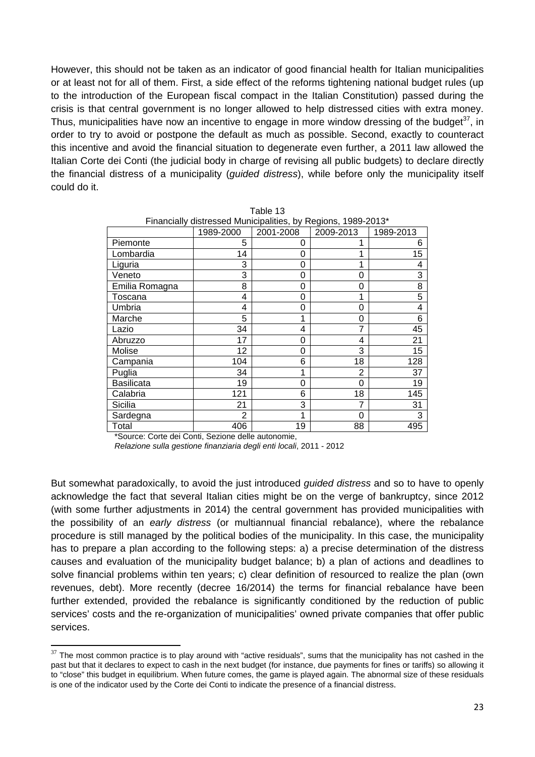However, this should not be taken as an indicator of good financial health for Italian municipalities or at least not for all of them. First, a side effect of the reforms tightening national budget rules (up to the introduction of the European fiscal compact in the Italian Constitution) passed during the crisis is that central government is no longer allowed to help distressed cities with extra money. Thus, municipalities have now an incentive to engage in more window dressing of the budget[37], in order to try to avoid or postpone the default as much as possible. Second, exactly to counteract this incentive and avoid the financial situation to degenerate even further, a 2011 law allowed the Italian Corte dei Conti (the judicial body in charge of revising all public budgets) to declare directly the financial distress of a municipality (*guided distress*), while before only the municipality itself could do it.

Table 13
Financially distressed Municipalities, by Regions, 1989-2013*

| | 1989-2000 | 2001-2008 | 2009-2013 | 1989-2013 |
|---|---|---|---|---|
| Piemonte | 5 | 0 | 1 | 6 |
| Lombardia | 14 | 0 | 1 | 15 |
| Liguria | 3 | 0 | 1 | 4 |
| Veneto | 3 | 0 | 0 | 3 |
| Emilia Romagna | 8 | 0 | 0 | 8 |
| Toscana | 4 | 0 | 1 | 5 |
| Umbria | 4 | 0 | 0 | 4 |
| Marche | 5 | 1 | 0 | 6 |
| Lazio | 34 | 4 | 7 | 45 |
| Abruzzo | 17 | 0 | 4 | 21 |
| Molise | 12 | 0 | 3 | 15 |
| Campania | 104 | 6 | 18 | 128 |
| Puglia | 34 | 1 | 2 | 37 |
| Basilicata | 19 | 0 | 0 | 19 |
| Calabria | 121 | 6 | 18 | 145 |
| Sicilia | 21 | 3 | 7 | 31 |
| Sardegna | 2 | 1 | 0 | 3 |
| Total | 406 | 19 | 88 | 495 |

*Source: Corte dei Conti, Sezione delle autonomie, *Relazione sulla gestione finanziaria degli enti locali*, 2011 - 2012

But somewhat paradoxically, to avoid the just introduced *guided distress* and so to have to openly acknowledge the fact that several Italian cities might be on the verge of bankruptcy, since 2012 (with some further adjustments in 2014) the central government has provided municipalities with the possibility of an *early distress* (or multiannual financial rebalance), where the rebalance procedure is still managed by the political bodies of the municipality. In this case, the municipality has to prepare a plan according to the following steps: a) a precise determination of the distress causes and evaluation of the municipality budget balance; b) a plan of actions and deadlines to solve financial problems within ten years; c) clear definition of resourced to realize the plan (own revenues, debt). More recently (decree 16/2014) the terms for financial rebalance have been further extended, provided the rebalance is significantly conditioned by the reduction of public services' costs and the re-organization of municipalities' owned private companies that offer public services.

[37] The most common practice is to play around with "active residuals", sums that the municipality has not cashed in the past but that it declares to expect to cash in the next budget (for instance, due payments for fines or tariffs) so allowing it to "close" this budget in equilibrium. When future comes, the game is played again. The abnormal size of these residuals is one of the indicator used by the Corte dei Conti to indicate the presence of a financial distress.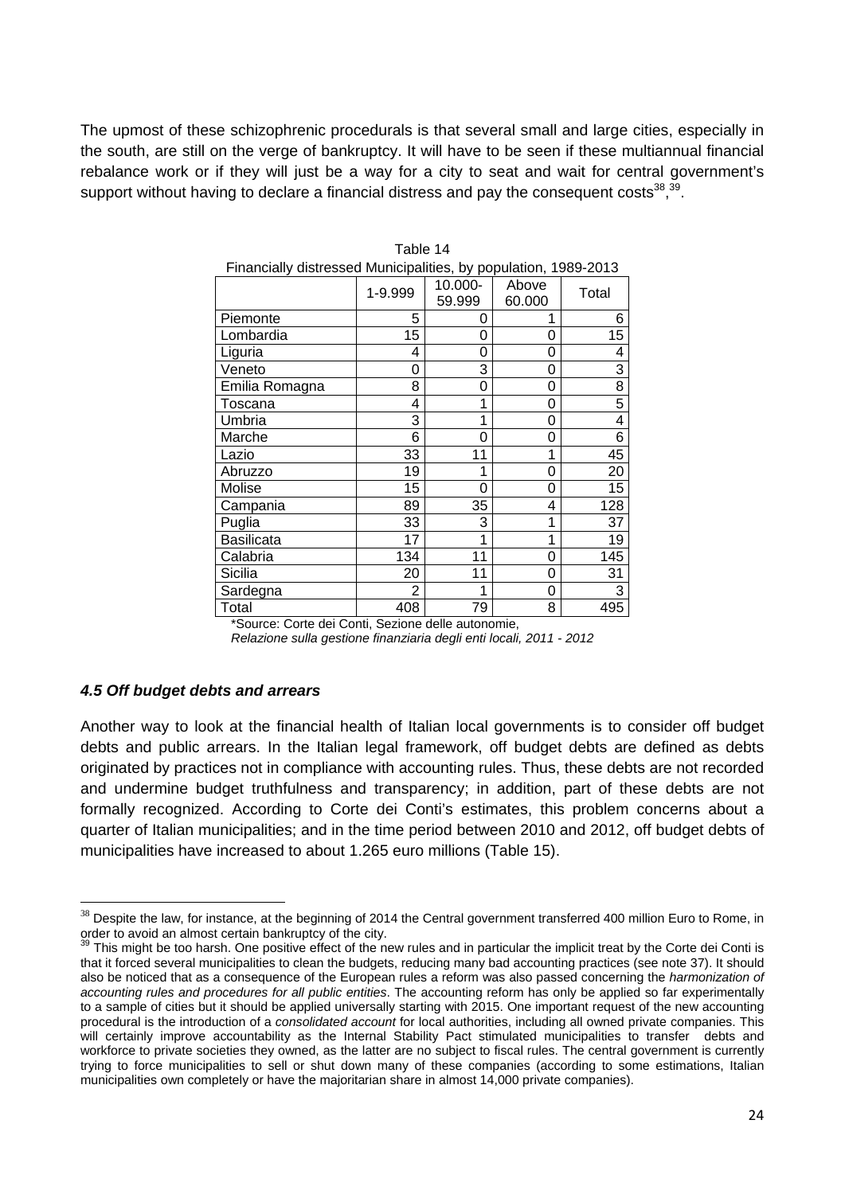The upmost of these schizophrenic procedurals is that several small and large cities, especially in the south, are still on the verge of bankruptcy. It will have to be seen if these multiannual financial rebalance work or if they will just be a way for a city to seat and wait for central government's support without having to declare a financial distress and pay the consequent costs[38],[39].

Table 14
Financially distressed Municipalities, by population, 1989-2013

| | 1-9.999 | 10.000-59.999 | Above 60.000 | Total |
|---|---|---|---|---|
| Piemonte | 5 | 0 | 1 | 6 |
| Lombardia | 15 | 0 | 0 | 15 |
| Liguria | 4 | 0 | 0 | 4 |
| Veneto | 0 | 3 | 0 | 3 |
| Emilia Romagna | 8 | 0 | 0 | 8 |
| Toscana | 4 | 1 | 0 | 5 |
| Umbria | 3 | 1 | 0 | 4 |
| Marche | 6 | 0 | 0 | 6 |
| Lazio | 33 | 11 | 1 | 45 |
| Abruzzo | 19 | 1 | 0 | 20 |
| Molise | 15 | 0 | 0 | 15 |
| Campania | 89 | 35 | 4 | 128 |
| Puglia | 33 | 3 | 1 | 37 |
| Basilicata | 17 | 1 | 1 | 19 |
| Calabria | 134 | 11 | 0 | 145 |
| Sicilia | 20 | 11 | 0 | 31 |
| Sardegna | 2 | 1 | 0 | 3 |
| Total | 408 | 79 | 8 | 495 |

*Source: Corte dei Conti, Sezione delle autonomie, *Relazione sulla gestione finanziaria degli enti locali, 2011 - 2012*

### *4.5 Off budget debts and arrears*

Another way to look at the financial health of Italian local governments is to consider off budget debts and public arrears. In the Italian legal framework, off budget debts are defined as debts originated by practices not in compliance with accounting rules. Thus, these debts are not recorded and undermine budget truthfulness and transparency; in addition, part of these debts are not formally recognized. According to Corte dei Conti's estimates, this problem concerns about a quarter of Italian municipalities; and in the time period between 2010 and 2012, off budget debts of municipalities have increased to about 1.265 euro millions (Table 15).

---

[38] Despite the law, for instance, at the beginning of 2014 the Central government transferred 400 million Euro to Rome, in order to avoid an almost certain bankruptcy of the city.

[39] This might be too harsh. One positive effect of the new rules and in particular the implicit treat by the Corte dei Conti is that it forced several municipalities to clean the budgets, reducing many bad accounting practices (see note 37). It should also be noticed that as a consequence of the European rules a reform was also passed concerning the *harmonization of accounting rules and procedures for all public entities*. The accounting reform has only be applied so far experimentally to a sample of cities but it should be applied universally starting with 2015. One important request of the new accounting procedural is the introduction of a *consolidated account* for local authorities, including all owned private companies. This will certainly improve accountability as the Internal Stability Pact stimulated municipalities to transfer debts and workforce to private societies they owned, as the latter are no subject to fiscal rules. The central government is currently trying to force municipalities to sell or shut down many of these companies (according to some estimations, Italian municipalities own completely or have the majoritarian share in almost 14,000 private companies).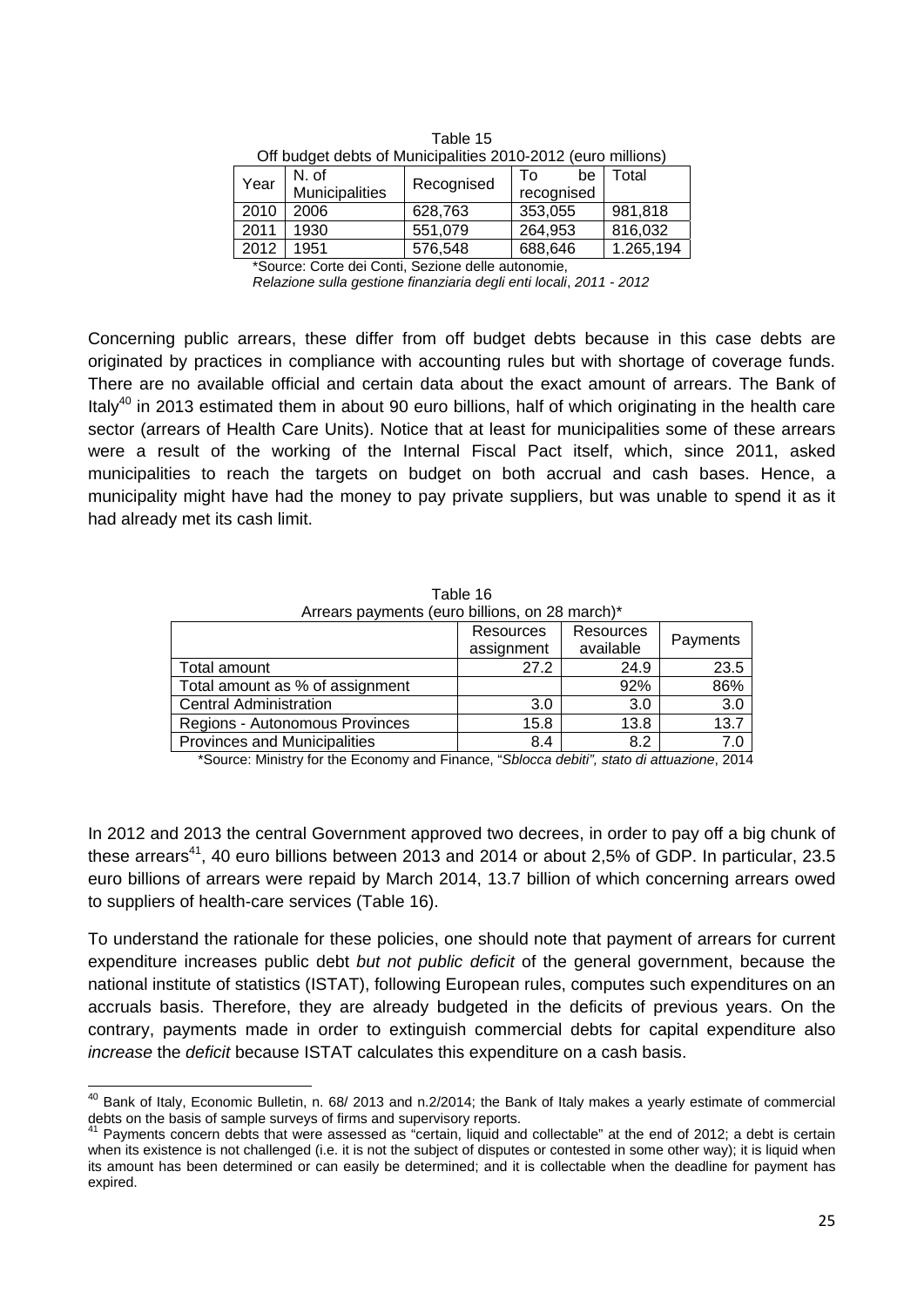Table 15
Off budget debts of Municipalities 2010-2012 (euro millions)

| Year | N. of Municipalities | Recognised | To be recognised | Total |
|---|---|---|---|---|
| 2010 | 2006 | 628,763 | 353,055 | 981,818 |
| 2011 | 1930 | 551,079 | 264,953 | 816,032 |
| 2012 | 1951 | 576,548 | 688,646 | 1.265,194 |

*Source: Corte dei Conti, Sezione delle autonomie, *Relazione sulla gestione finanziaria degli enti locali*, *2011 - 2012*

Concerning public arrears, these differ from off budget debts because in this case debts are originated by practices in compliance with accounting rules but with shortage of coverage funds. There are no available official and certain data about the exact amount of arrears. The Bank of Italy[40] in 2013 estimated them in about 90 euro billions, half of which originating in the health care sector (arrears of Health Care Units). Notice that at least for municipalities some of these arrears were a result of the working of the Internal Fiscal Pact itself, which, since 2011, asked municipalities to reach the targets on budget on both accrual and cash bases. Hence, a municipality might have had the money to pay private suppliers, but was unable to spend it as it had already met its cash limit.

Table 16
Arrears payments (euro billions, on 28 march)*

| | Resources assignment | Resources available | Payments |
|---|---|---|---|
| Total amount | 27.2 | 24.9 | 23.5 |
| Total amount as % of assignment | | 92% | 86% |
| Central Administration | 3.0 | 3.0 | 3.0 |
| Regions - Autonomous Provinces | 15.8 | 13.8 | 13.7 |
| Provinces and Municipalities | 8.4 | 8.2 | 7.0 |

*Source: Ministry for the Economy and Finance, "*Sblocca debiti", stato di attuazione*, 2014

In 2012 and 2013 the central Government approved two decrees, in order to pay off a big chunk of these arrears[41], 40 euro billions between 2013 and 2014 or about 2,5% of GDP. In particular, 23.5 euro billions of arrears were repaid by March 2014, 13.7 billion of which concerning arrears owed to suppliers of health-care services (Table 16).

To understand the rationale for these policies, one should note that payment of arrears for current expenditure increases public debt *but not public deficit* of the general government, because the national institute of statistics (ISTAT), following European rules, computes such expenditures on an accruals basis. Therefore, they are already budgeted in the deficits of previous years. On the contrary, payments made in order to extinguish commercial debts for capital expenditure also *increase* the *deficit* because ISTAT calculates this expenditure on a cash basis.

---

[40] Bank of Italy, Economic Bulletin, n. 68/ 2013 and n.2/2014; the Bank of Italy makes a yearly estimate of commercial debts on the basis of sample surveys of firms and supervisory reports.

[41] Payments concern debts that were assessed as "certain, liquid and collectable" at the end of 2012; a debt is certain when its existence is not challenged (i.e. it is not the subject of disputes or contested in some other way); it is liquid when its amount has been determined or can easily be determined; and it is collectable when the deadline for payment has expired.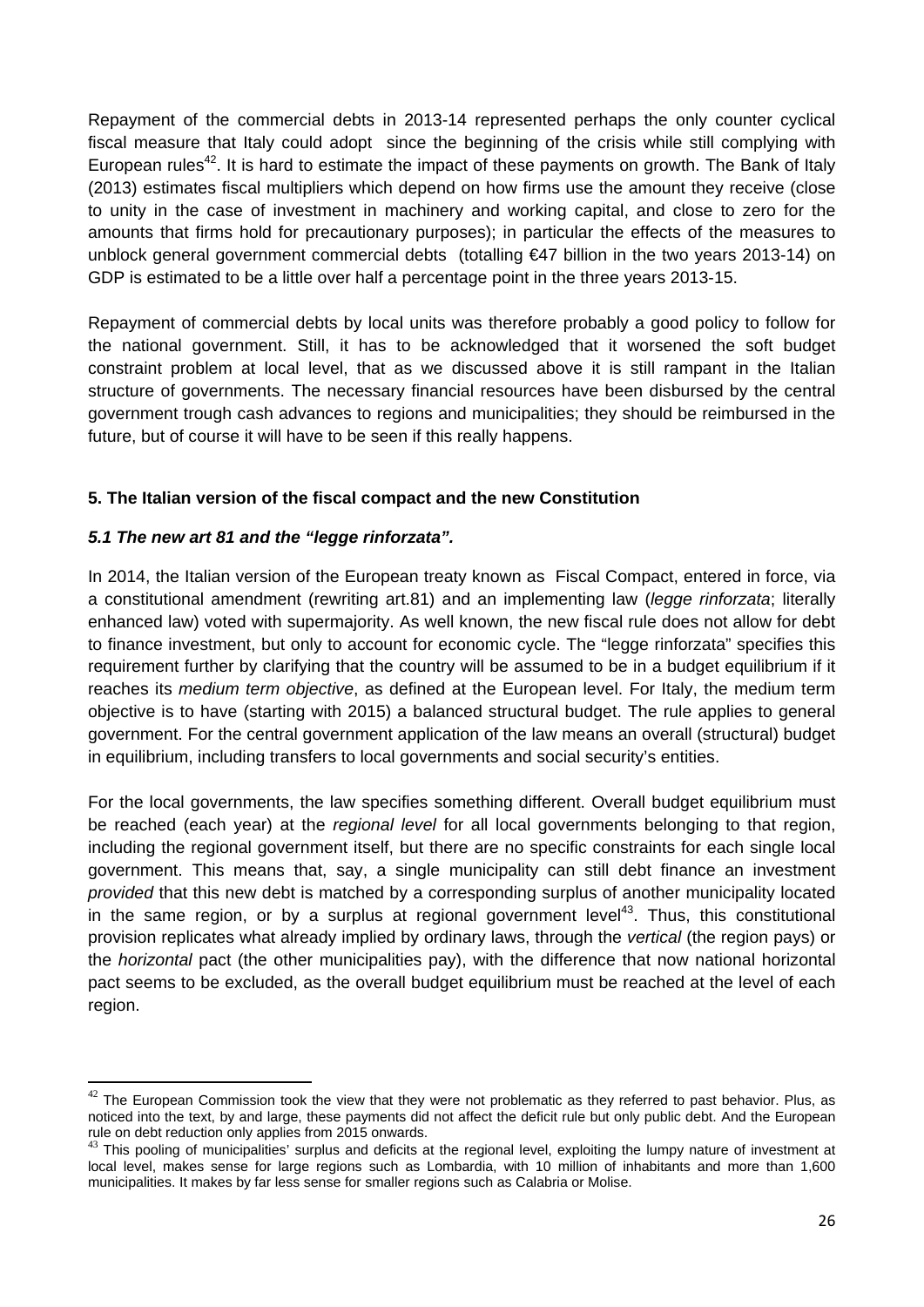Repayment of the commercial debts in 2013-14 represented perhaps the only counter cyclical fiscal measure that Italy could adopt since the beginning of the crisis while still complying with European rules[42]. It is hard to estimate the impact of these payments on growth. The Bank of Italy (2013) estimates fiscal multipliers which depend on how firms use the amount they receive (close to unity in the case of investment in machinery and working capital, and close to zero for the amounts that firms hold for precautionary purposes); in particular the effects of the measures to unblock general government commercial debts (totalling €47 billion in the two years 2013-14) on GDP is estimated to be a little over half a percentage point in the three years 2013-15.

Repayment of commercial debts by local units was therefore probably a good policy to follow for the national government. Still, it has to be acknowledged that it worsened the soft budget constraint problem at local level, that as we discussed above it is still rampant in the Italian structure of governments. The necessary financial resources have been disbursed by the central government trough cash advances to regions and municipalities; they should be reimbursed in the future, but of course it will have to be seen if this really happens.

## 5. The Italian version of the fiscal compact and the new Constitution

### *5.1 The new art 81 and the "legge rinforzata".*

In 2014, the Italian version of the European treaty known as Fiscal Compact, entered in force, via a constitutional amendment (rewriting art.81) and an implementing law (*legge rinforzata*; literally enhanced law) voted with supermajority. As well known, the new fiscal rule does not allow for debt to finance investment, but only to account for economic cycle. The "legge rinforzata" specifies this requirement further by clarifying that the country will be assumed to be in a budget equilibrium if it reaches its *medium term objective*, as defined at the European level. For Italy, the medium term objective is to have (starting with 2015) a balanced structural budget. The rule applies to general government. For the central government application of the law means an overall (structural) budget in equilibrium, including transfers to local governments and social security's entities.

For the local governments, the law specifies something different. Overall budget equilibrium must be reached (each year) at the *regional level* for all local governments belonging to that region, including the regional government itself, but there are no specific constraints for each single local government. This means that, say, a single municipality can still debt finance an investment *provided* that this new debt is matched by a corresponding surplus of another municipality located in the same region, or by a surplus at regional government level[43]. Thus, this constitutional provision replicates what already implied by ordinary laws, through the *vertical* (the region pays) or the *horizontal* pact (the other municipalities pay), with the difference that now national horizontal pact seems to be excluded, as the overall budget equilibrium must be reached at the level of each region.

---

[42] The European Commission took the view that they were not problematic as they referred to past behavior. Plus, as noticed into the text, by and large, these payments did not affect the deficit rule but only public debt. And the European rule on debt reduction only applies from 2015 onwards.

[43] This pooling of municipalities' surplus and deficits at the regional level, exploiting the lumpy nature of investment at local level, makes sense for large regions such as Lombardia, with 10 million of inhabitants and more than 1,600 municipalities. It makes by far less sense for smaller regions such as Calabria or Molise.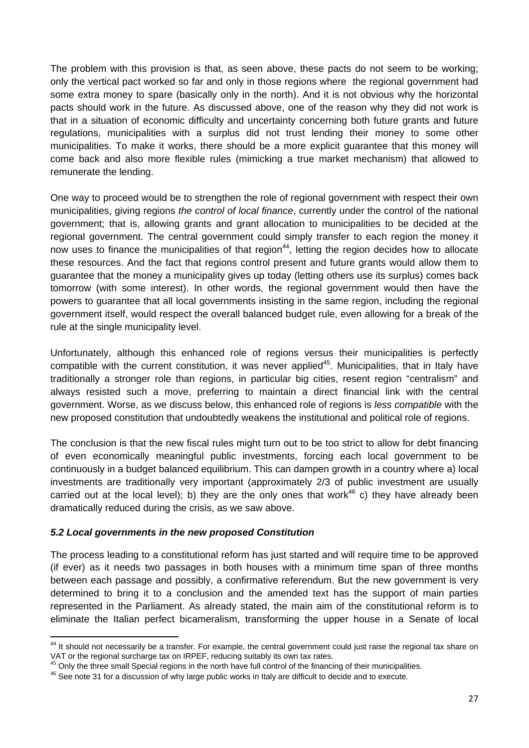The problem with this provision is that, as seen above, these pacts do not seem to be working; only the vertical pact worked so far and only in those regions where the regional government had some extra money to spare (basically only in the north). And it is not obvious why the horizontal pacts should work in the future. As discussed above, one of the reason why they did not work is that in a situation of economic difficulty and uncertainty concerning both future grants and future regulations, municipalities with a surplus did not trust lending their money to some other municipalities. To make it works, there should be a more explicit guarantee that this money will come back and also more flexible rules (mimicking a true market mechanism) that allowed to remunerate the lending.

One way to proceed would be to strengthen the role of regional government with respect their own municipalities, giving regions *the control of local finance*, currently under the control of the national government; that is, allowing grants and grant allocation to municipalities to be decided at the regional government. The central government could simply transfer to each region the money it now uses to finance the municipalities of that region[44], letting the region decides how to allocate these resources. And the fact that regions control present and future grants would allow them to guarantee that the money a municipality gives up today (letting others use its surplus) comes back tomorrow (with some interest). In other words, the regional government would then have the powers to guarantee that all local governments insisting in the same region, including the regional government itself, would respect the overall balanced budget rule, even allowing for a break of the rule at the single municipality level.

Unfortunately, although this enhanced role of regions versus their municipalities is perfectly compatible with the current constitution, it was never applied[45]. Municipalities, that in Italy have traditionally a stronger role than regions, in particular big cities, resent region "centralism" and always resisted such a move, preferring to maintain a direct financial link with the central government. Worse, as we discuss below, this enhanced role of regions is *less compatible* with the new proposed constitution that undoubtedly weakens the institutional and political role of regions.

The conclusion is that the new fiscal rules might turn out to be too strict to allow for debt financing of even economically meaningful public investments, forcing each local government to be continuously in a budget balanced equilibrium. This can dampen growth in a country where a) local investments are traditionally very important (approximately 2/3 of public investment are usually carried out at the local level); b) they are the only ones that work[46] c) they have already been dramatically reduced during the crisis, as we saw above.

### *5.2 Local governments in the new proposed Constitution*

The process leading to a constitutional reform has just started and will require time to be approved (if ever) as it needs two passages in both houses with a minimum time span of three months between each passage and possibly, a confirmative referendum. But the new government is very determined to bring it to a conclusion and the amended text has the support of main parties represented in the Parliament. As already stated, the main aim of the constitutional reform is to eliminate the Italian perfect bicameralism, transforming the upper house in a Senate of local

---

[44] It should not necessarily be a transfer. For example, the central government could just raise the regional tax share on VAT or the regional surcharge tax on IRPEF, reducing suitably its own tax rates.

[45] Only the three small Special regions in the north have full control of the financing of their municipalities.

[46] See note 31 for a discussion of why large public works in Italy are difficult to decide and to execute.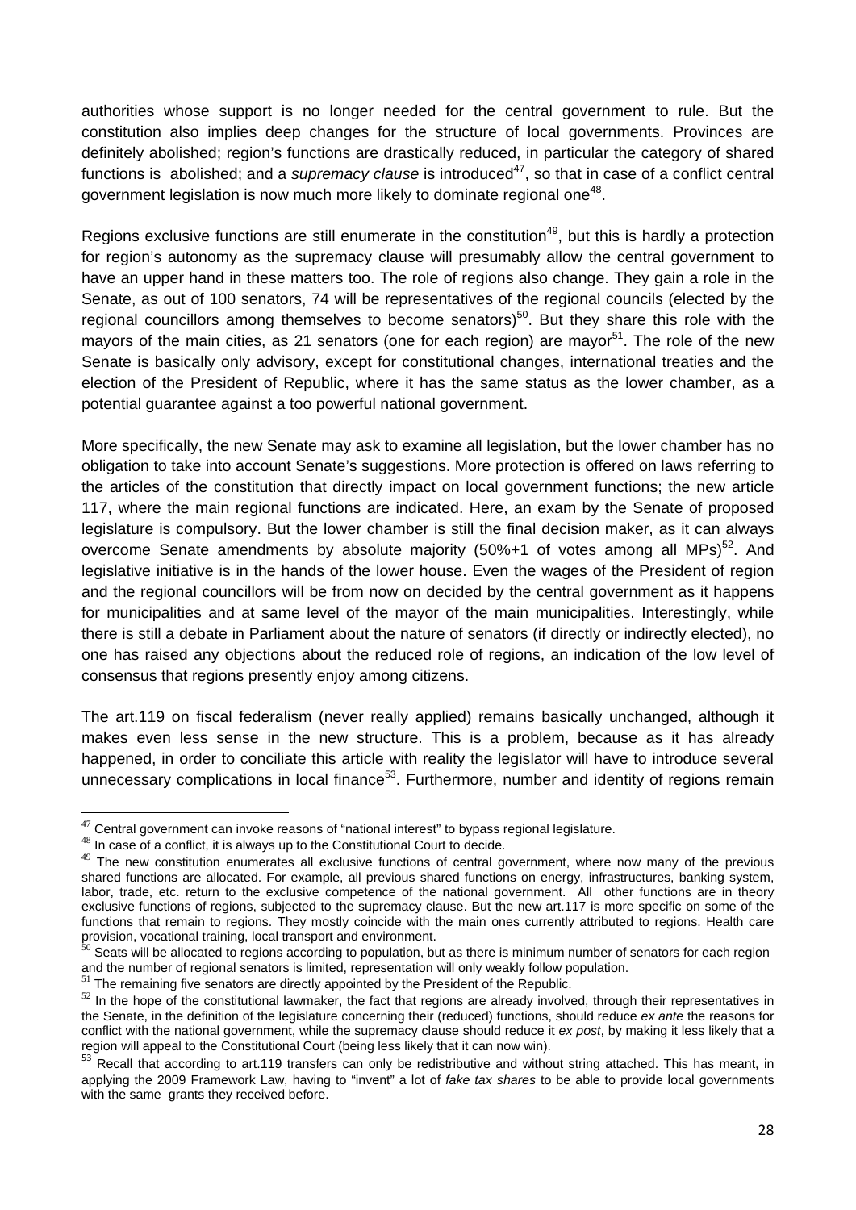authorities whose support is no longer needed for the central government to rule. But the constitution also implies deep changes for the structure of local governments. Provinces are definitely abolished; region's functions are drastically reduced, in particular the category of shared functions is abolished; and a *supremacy clause* is introduced[47], so that in case of a conflict central government legislation is now much more likely to dominate regional one[48].

Regions exclusive functions are still enumerate in the constitution[49], but this is hardly a protection for region's autonomy as the supremacy clause will presumably allow the central government to have an upper hand in these matters too. The role of regions also change. They gain a role in the Senate, as out of 100 senators, 74 will be representatives of the regional councils (elected by the regional councillors among themselves to become senators)[50]. But they share this role with the mayors of the main cities, as 21 senators (one for each region) are mayor[51]. The role of the new Senate is basically only advisory, except for constitutional changes, international treaties and the election of the President of Republic, where it has the same status as the lower chamber, as a potential guarantee against a too powerful national government.

More specifically, the new Senate may ask to examine all legislation, but the lower chamber has no obligation to take into account Senate's suggestions. More protection is offered on laws referring to the articles of the constitution that directly impact on local government functions; the new article 117, where the main regional functions are indicated. Here, an exam by the Senate of proposed legislature is compulsory. But the lower chamber is still the final decision maker, as it can always overcome Senate amendments by absolute majority (50%+1 of votes among all MPs)[52]. And legislative initiative is in the hands of the lower house. Even the wages of the President of region and the regional councillors will be from now on decided by the central government as it happens for municipalities and at same level of the mayor of the main municipalities. Interestingly, while there is still a debate in Parliament about the nature of senators (if directly or indirectly elected), no one has raised any objections about the reduced role of regions, an indication of the low level of consensus that regions presently enjoy among citizens.

The art.119 on fiscal federalism (never really applied) remains basically unchanged, although it makes even less sense in the new structure. This is a problem, because as it has already happened, in order to conciliate this article with reality the legislator will have to introduce several unnecessary complications in local finance[53]. Furthermore, number and identity of regions remain

---

[47] Central government can invoke reasons of "national interest" to bypass regional legislature.

[48] In case of a conflict, it is always up to the Constitutional Court to decide.

[49] The new constitution enumerates all exclusive functions of central government, where now many of the previous shared functions are allocated. For example, all previous shared functions on energy, infrastructures, banking system, labor, trade, etc. return to the exclusive competence of the national government. All other functions are in theory exclusive functions of regions, subjected to the supremacy clause. But the new art.117 is more specific on some of the functions that remain to regions. They mostly coincide with the main ones currently attributed to regions. Health care provision, vocational training, local transport and environment.

[50] Seats will be allocated to regions according to population, but as there is minimum number of senators for each region and the number of regional senators is limited, representation will only weakly follow population.

[51] The remaining five senators are directly appointed by the President of the Republic.

[52] In the hope of the constitutional lawmaker, the fact that regions are already involved, through their representatives in the Senate, in the definition of the legislature concerning their (reduced) functions, should reduce *ex ante* the reasons for conflict with the national government, while the supremacy clause should reduce it *ex post*, by making it less likely that a region will appeal to the Constitutional Court (being less likely that it can now win).

[53] Recall that according to art.119 transfers can only be redistributive and without string attached. This has meant, in applying the 2009 Framework Law, having to "invent" a lot of *fake tax shares* to be able to provide local governments with the same grants they received before.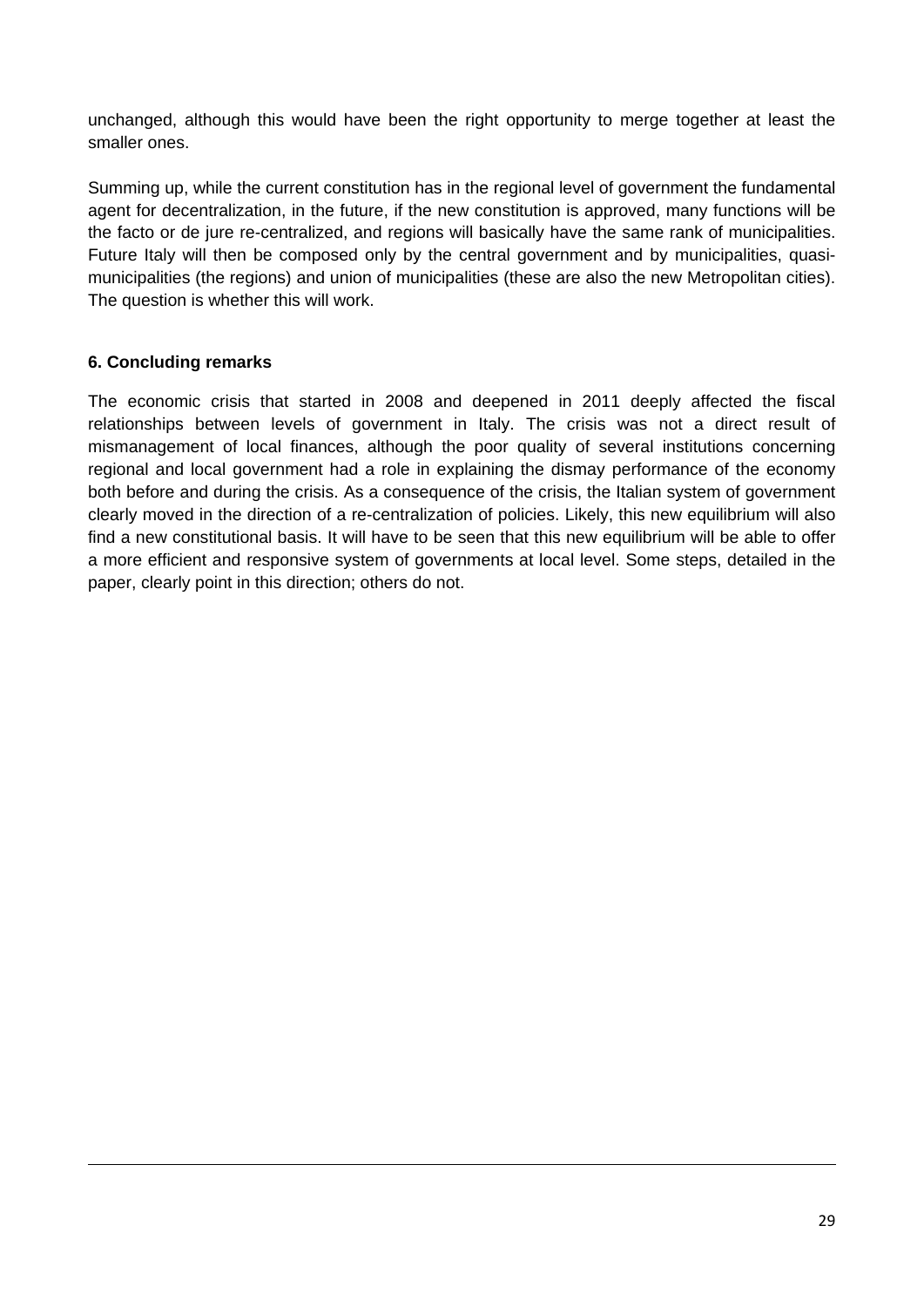unchanged, although this would have been the right opportunity to merge together at least the smaller ones.

Summing up, while the current constitution has in the regional level of government the fundamental agent for decentralization, in the future, if the new constitution is approved, many functions will be the facto or de jure re-centralized, and regions will basically have the same rank of municipalities. Future Italy will then be composed only by the central government and by municipalities, quasi-municipalities (the regions) and union of municipalities (these are also the new Metropolitan cities). The question is whether this will work.

## 6. Concluding remarks

The economic crisis that started in 2008 and deepened in 2011 deeply affected the fiscal relationships between levels of government in Italy. The crisis was not a direct result of mismanagement of local finances, although the poor quality of several institutions concerning regional and local government had a role in explaining the dismay performance of the economy both before and during the crisis. As a consequence of the crisis, the Italian system of government clearly moved in the direction of a re-centralization of policies. Likely, this new equilibrium will also find a new constitutional basis. It will have to be seen that this new equilibrium will be able to offer a more efficient and responsive system of governments at local level. Some steps, detailed in the paper, clearly point in this direction; others do not.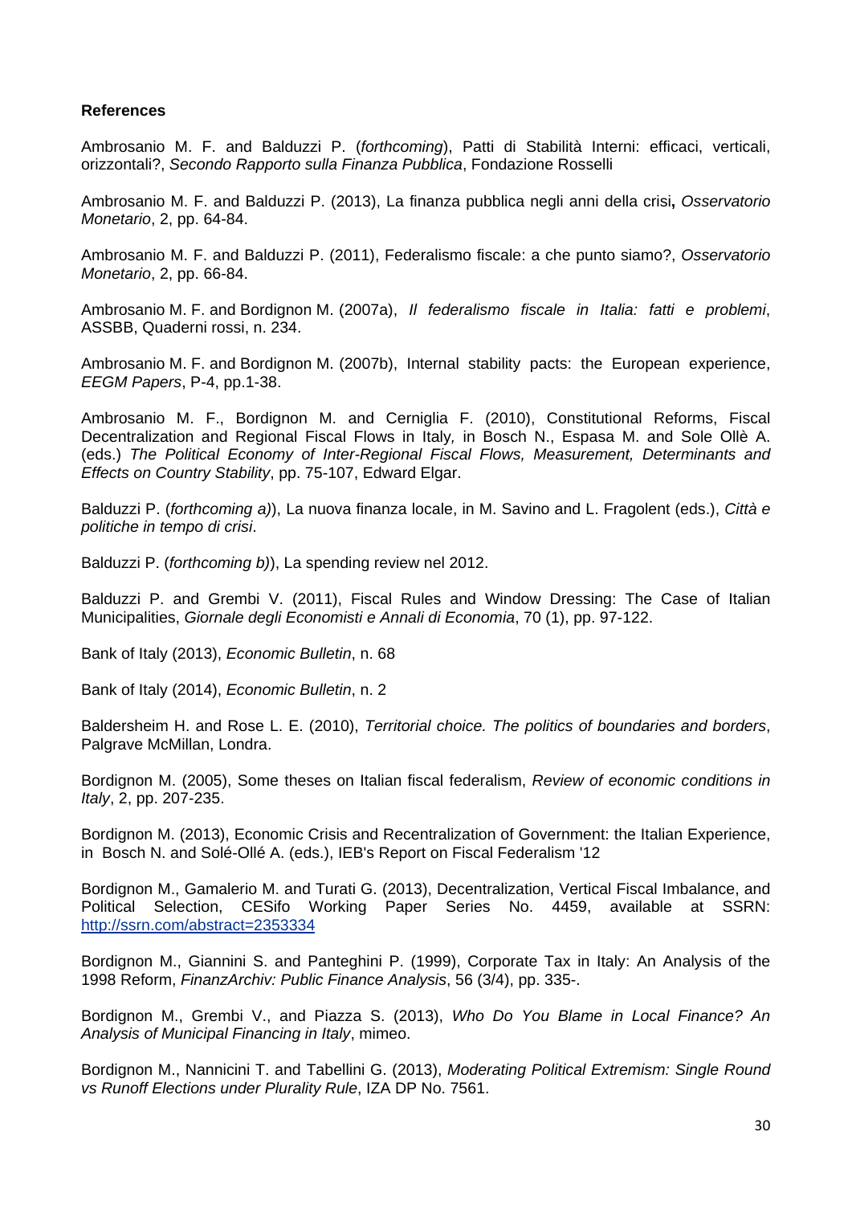**References**

Ambrosanio M. F. and Balduzzi P. (*forthcoming*), Patti di Stabilità Interni: efficaci, verticali, orizzontali?, *Secondo Rapporto sulla Finanza Pubblica*, Fondazione Rosselli

Ambrosanio M. F. and Balduzzi P. (2013), La finanza pubblica negli anni della crisi**,** *Osservatorio Monetario*, 2, pp. 64-84.

Ambrosanio M. F. and Balduzzi P. (2011), Federalismo fiscale: a che punto siamo?, *Osservatorio Monetario*, 2, pp. 66-84.

Ambrosanio M. F. and Bordignon M. (2007a), *Il federalismo fiscale in Italia: fatti e problemi*, ASSBB, Quaderni rossi, n. 234.

Ambrosanio M. F. and Bordignon M. (2007b), Internal stability pacts: the European experience, *EEGM Papers*, P-4, pp.1-38.

Ambrosanio M. F., Bordignon M. and Cerniglia F. (2010), Constitutional Reforms, Fiscal Decentralization and Regional Fiscal Flows in Italy*,* in Bosch N., Espasa M. and Sole Ollè A. (eds.) *The Political Economy of Inter-Regional Fiscal Flows, Measurement, Determinants and Effects on Country Stability*, pp. 75-107, Edward Elgar.

Balduzzi P. (*forthcoming a)*), La nuova finanza locale, in M. Savino and L. Fragolent (eds.), *Città e politiche in tempo di crisi*.

Balduzzi P. (*forthcoming b)*), La spending review nel 2012.

Balduzzi P. and Grembi V. (2011), Fiscal Rules and Window Dressing: The Case of Italian Municipalities, *Giornale degli Economisti e Annali di Economia*, 70 (1), pp. 97-122.

Bank of Italy (2013), *Economic Bulletin*, n. 68

Bank of Italy (2014), *Economic Bulletin*, n. 2

Baldersheim H. and Rose L. E. (2010), *Territorial choice. The politics of boundaries and borders*, Palgrave McMillan, Londra.

Bordignon M. (2005), Some theses on Italian fiscal federalism, *Review of economic conditions in Italy*, 2, pp. 207-235.

Bordignon M. (2013), Economic Crisis and Recentralization of Government: the Italian Experience, in Bosch N. and Solé-Ollé A. (eds.), IEB's Report on Fiscal Federalism '12

Bordignon M., Gamalerio M. and Turati G. (2013), Decentralization, Vertical Fiscal Imbalance, and Political Selection, CESifo Working Paper Series No. 4459, available at SSRN: http://ssrn.com/abstract=2353334

Bordignon M., Giannini S. and Panteghini P. (1999), Corporate Tax in Italy: An Analysis of the 1998 Reform, *FinanzArchiv: Public Finance Analysis*, 56 (3/4), pp. 335-.

Bordignon M., Grembi V., and Piazza S. (2013), *Who Do You Blame in Local Finance? An Analysis of Municipal Financing in Italy*, mimeo.

Bordignon M., Nannicini T. and Tabellini G. (2013), *Moderating Political Extremism: Single Round vs Runoff Elections under Plurality Rule*, IZA DP No. 7561.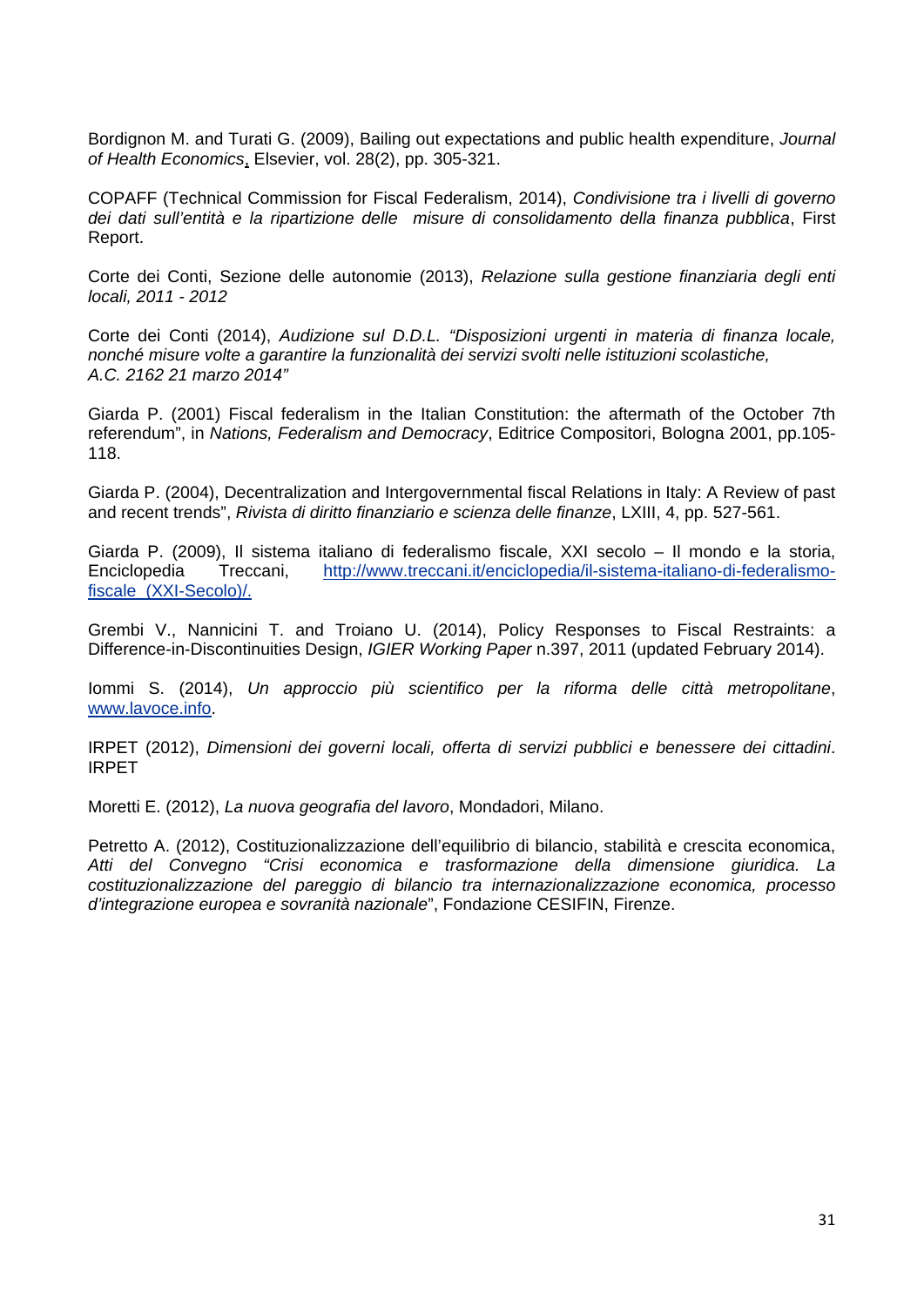Bordignon M. and Turati G. (2009), Bailing out expectations and public health expenditure, *Journal of Health Economics*, Elsevier, vol. 28(2), pp. 305-321.

COPAFF (Technical Commission for Fiscal Federalism, 2014), *Condivisione tra i livelli di governo dei dati sull'entità e la ripartizione delle misure di consolidamento della finanza pubblica*, First Report.

Corte dei Conti, Sezione delle autonomie (2013), *Relazione sulla gestione finanziaria degli enti locali, 2011 - 2012*

Corte dei Conti (2014), *Audizione sul D.D.L. "Disposizioni urgenti in materia di finanza locale, nonché misure volte a garantire la funzionalità dei servizi svolti nelle istituzioni scolastiche, A.C. 2162 21 marzo 2014"*

Giarda P. (2001) Fiscal federalism in the Italian Constitution: the aftermath of the October 7th referendum", in *Nations, Federalism and Democracy*, Editrice Compositori, Bologna 2001, pp.105-118.

Giarda P. (2004), Decentralization and Intergovernmental fiscal Relations in Italy: A Review of past and recent trends", *Rivista di diritto finanziario e scienza delle finanze*, LXIII, 4, pp. 527-561.

Giarda P. (2009), Il sistema italiano di federalismo fiscale, XXI secolo – Il mondo e la storia, Enciclopedia Treccani, http://www.treccani.it/enciclopedia/il-sistema-italiano-di-federalismo-fiscale_(XXI-Secolo)/.

Grembi V., Nannicini T. and Troiano U. (2014), Policy Responses to Fiscal Restraints: a Difference-in-Discontinuities Design, *IGIER Working Paper* n.397, 2011 (updated February 2014).

Iommi S. (2014), *Un approccio più scientifico per la riforma delle città metropolitane*, www.lavoce.info.

IRPET (2012), *Dimensioni dei governi locali, offerta di servizi pubblici e benessere dei cittadini*. IRPET

Moretti E. (2012), *La nuova geografia del lavoro*, Mondadori, Milano.

Petretto A. (2012), Costituzionalizzazione dell'equilibrio di bilancio, stabilità e crescita economica, *Atti del Convegno "Crisi economica e trasformazione della dimensione giuridica. La costituzionalizzazione del pareggio di bilancio tra internazionalizzazione economica, processo d'integrazione europea e sovranità nazionale*", Fondazione CESIFIN, Firenze.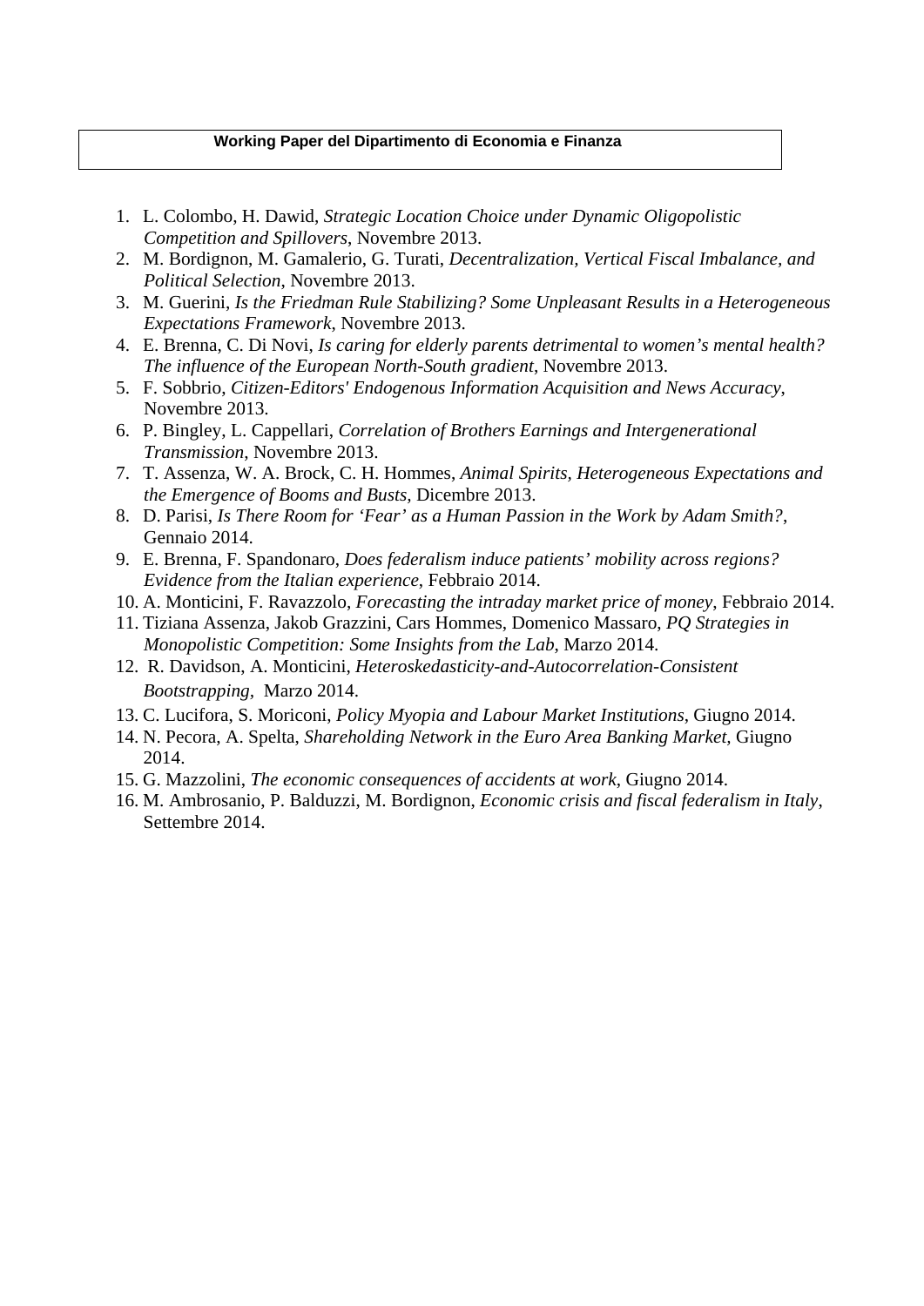**Working Paper del Dipartimento di Economia e Finanza**

1. L. Colombo, H. Dawid, *Strategic Location Choice under Dynamic Oligopolistic Competition and Spillovers*, Novembre 2013.
2. M. Bordignon, M. Gamalerio, G. Turati, *Decentralization, Vertical Fiscal Imbalance, and Political Selection*, Novembre 2013.
3. M. Guerini, *Is the Friedman Rule Stabilizing? Some Unpleasant Results in a Heterogeneous Expectations Framework*, Novembre 2013.
4. E. Brenna, C. Di Novi, *Is caring for elderly parents detrimental to women's mental health? The influence of the European North-South gradient*, Novembre 2013.
5. F. Sobbrio, *Citizen-Editors' Endogenous Information Acquisition and News Accuracy*, Novembre 2013.
6. P. Bingley, L. Cappellari, *Correlation of Brothers Earnings and Intergenerational Transmission*, Novembre 2013.
7. T. Assenza, W. A. Brock, C. H. Hommes, *Animal Spirits, Heterogeneous Expectations and the Emergence of Booms and Busts*, Dicembre 2013.
8. D. Parisi, *Is There Room for 'Fear' as a Human Passion in the Work by Adam Smith?*, Gennaio 2014.
9. E. Brenna, F. Spandonaro, *Does federalism induce patients' mobility across regions? Evidence from the Italian experience*, Febbraio 2014.
10. A. Monticini, F. Ravazzolo, *Forecasting the intraday market price of money*, Febbraio 2014.
11. Tiziana Assenza, Jakob Grazzini, Cars Hommes, Domenico Massaro, *PQ Strategies in Monopolistic Competition: Some Insights from the Lab*, Marzo 2014.
12. R. Davidson, A. Monticini, *Heteroskedasticity-and-Autocorrelation-Consistent Bootstrapping*, Marzo 2014.
13. C. Lucifora, S. Moriconi, *Policy Myopia and Labour Market Institutions*, Giugno 2014.
14. N. Pecora, A. Spelta, *Shareholding Network in the Euro Area Banking Market*, Giugno 2014.
15. G. Mazzolini, *The economic consequences of accidents at work*, Giugno 2014.
16. M. Ambrosanio, P. Balduzzi, M. Bordignon, *Economic crisis and fiscal federalism in Italy*, Settembre 2014.